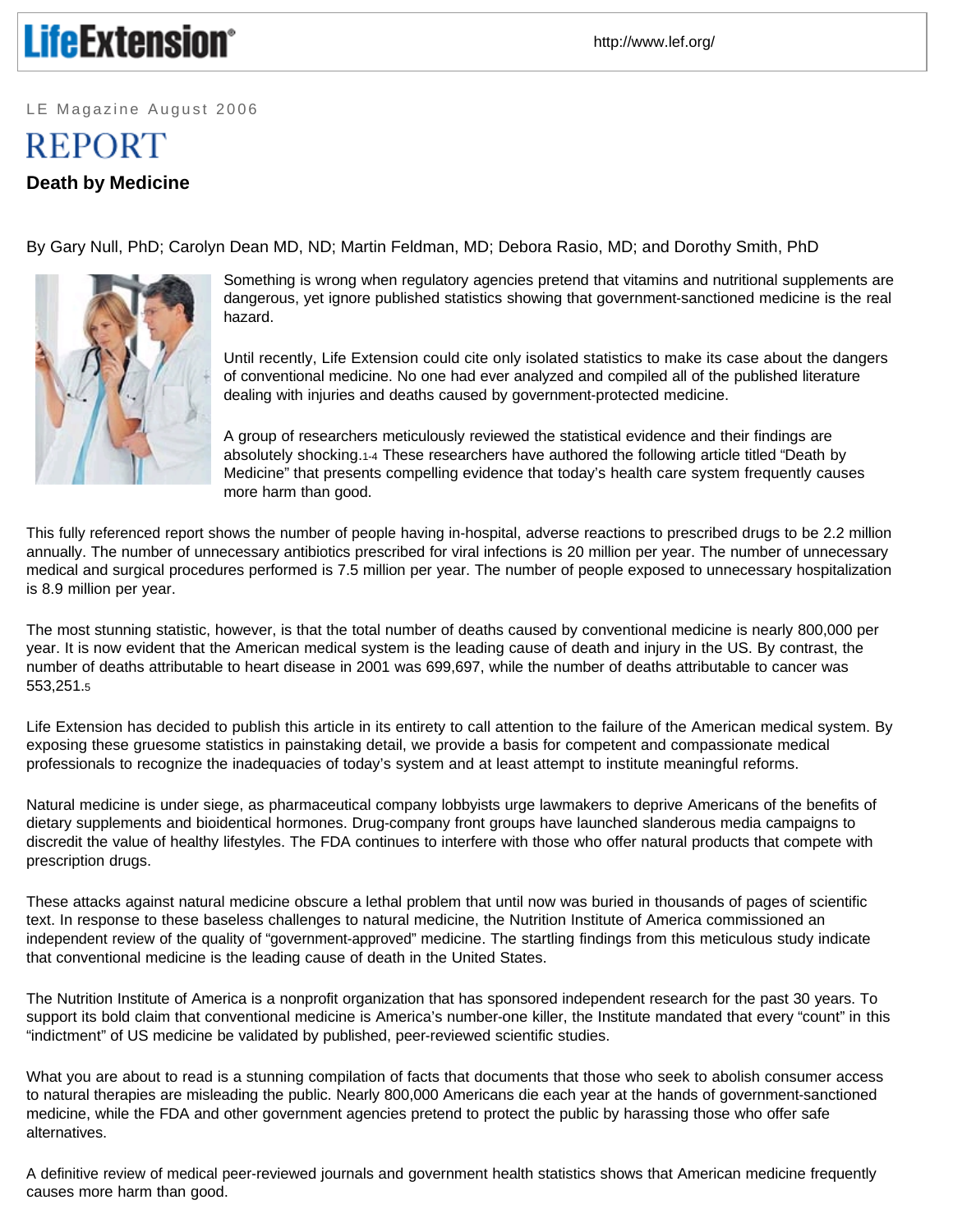LE Magazine August 2006

# REPORT

## Death by Medicine

By Gary Null, PhD; Carolyn Dean MD, ND; Martin Feldman, MD; Debora Rasio, MD; and Dorothy Smith, PhD

Something is wrong when regulatory agencies pretend that vitamins and nutritional supplements are dangerous, yet ignore published statistics showing that government-sanctioned medicine is the real hazard.

Until recently, Life Extension could cite only isolated statistics to make its case about the dangers of conventional medicine. No one had ever analyzed and compiled all of the published literature dealing with injuries and deaths caused by government-protected medicine.

A group of researchers meticulously reviewed the statistical evidence and their findings are absolutely shocking.[1-4] These researchers have authored the following article titled "Death by Medicine" that presents compelling evidence that today's health care system frequently causes more harm than good.

This fully referenced report shows the number of people having in-hospital, adverse reactions to prescribed drugs to be 2.2 million annually. The number of unnecessary antibiotics prescribed for viral infections is 20 million per year. The number of unnecessary medical and surgical procedures performed is 7.5 million per year. The number of people exposed to unnecessary hospitalization is 8.9 million per year.

The most stunning statistic, however, is that the total number of deaths caused by conventional medicine is nearly 800,000 per year. It is now evident that the American medical system is the leading cause of death and injury in the US. By contrast, the number of deaths attributable to heart disease in 2001 was 699,697, while the number of deaths attributable to cancer was 553,251.[5]

Life Extension has decided to publish this article in its entirety to call attention to the failure of the American medical system. By exposing these gruesome statistics in painstaking detail, we provide a basis for competent and compassionate medical professionals to recognize the inadequacies of today's system and at least attempt to institute meaningful reforms.

Natural medicine is under siege, as pharmaceutical company lobbyists urge lawmakers to deprive Americans of the benefits of dietary supplements and bioidentical hormones. Drug-company front groups have launched slanderous media campaigns to discredit the value of healthy lifestyles. The FDA continues to interfere with those who offer natural products that compete with prescription drugs.

These attacks against natural medicine obscure a lethal problem that until now was buried in thousands of pages of scientific text. In response to these baseless challenges to natural medicine, the Nutrition Institute of America commissioned an independent review of the quality of "government-approved" medicine. The startling findings from this meticulous study indicate that conventional medicine is the leading cause of death in the United States.

The Nutrition Institute of America is a nonprofit organization that has sponsored independent research for the past 30 years. To support its bold claim that conventional medicine is America's number-one killer, the Institute mandated that every "count" in this "indictment" of US medicine be validated by published, peer-reviewed scientific studies.

What you are about to read is a stunning compilation of facts that documents that those who seek to abolish consumer access to natural therapies are misleading the public. Nearly 800,000 Americans die each year at the hands of government-sanctioned medicine, while the FDA and other government agencies pretend to protect the public by harassing those who offer safe alternatives.

A definitive review of medical peer-reviewed journals and government health statistics shows that American medicine frequently causes more harm than good.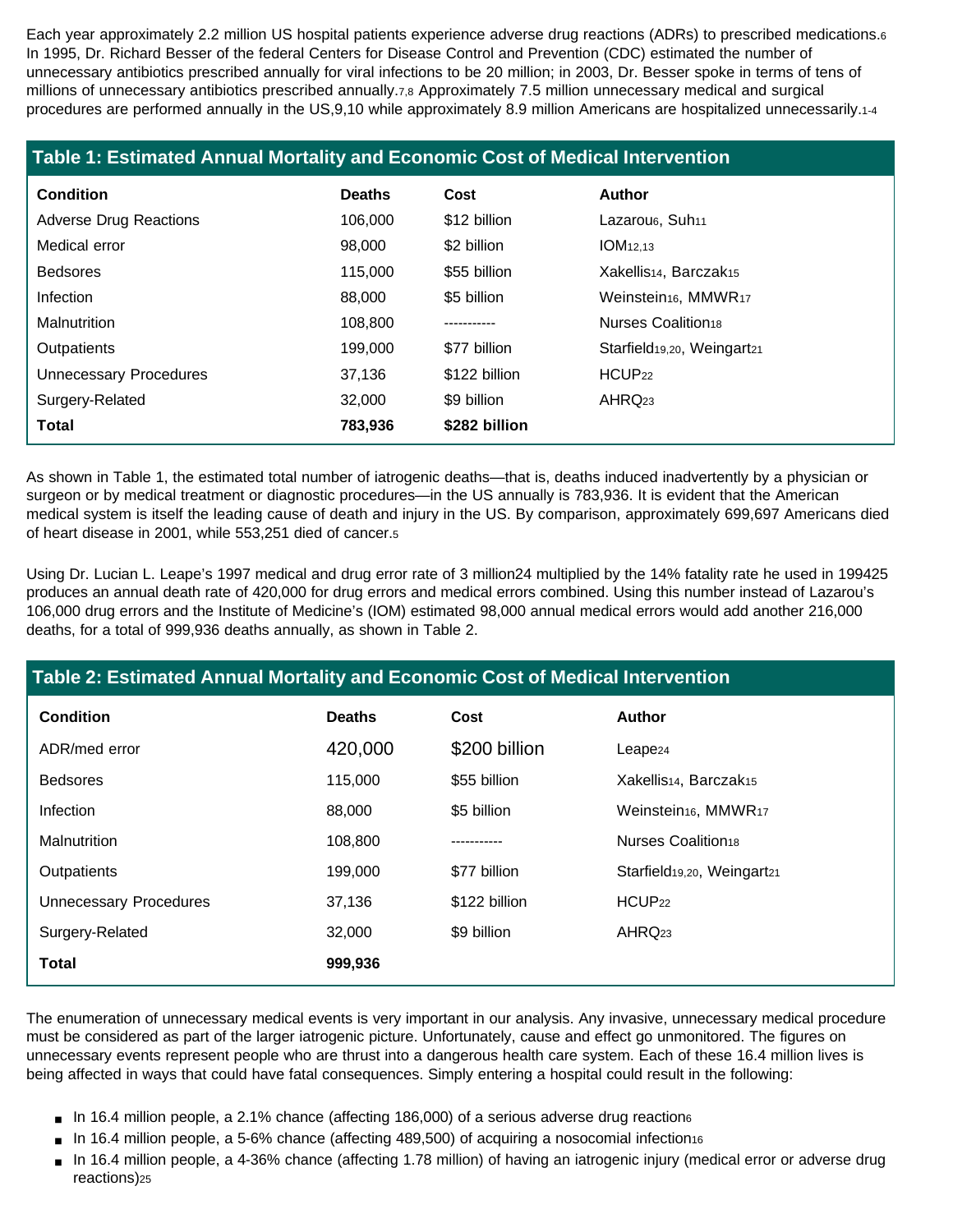Each year approximately 2.2 million US hospital patients experience adverse drug reactions (ADRs) to prescribed medications.[6] In 1995, Dr. Richard Besser of the federal Centers for Disease Control and Prevention (CDC) estimated the number of unnecessary antibiotics prescribed annually for viral infections to be 20 million; in 2003, Dr. Besser spoke in terms of tens of millions of unnecessary antibiotics prescribed annually.[7,8] Approximately 7.5 million unnecessary medical and surgical procedures are performed annually in the US,9,10 while approximately 8.9 million Americans are hospitalized unnecessarily.[1-4]

## Table 1: Estimated Annual Mortality and Economic Cost of Medical Intervention

| Condition | Deaths | Cost | Author |
|---|---|---|---|
| Adverse Drug Reactions | 106,000 | $12 billion | Lazarou[6], Suh[11] |
| Medical error | 98,000 | $2 billion | IOM[12,13] |
| Bedsores | 115,000 | $55 billion | Xakellis[14], Barczak[15] |
| Infection | 88,000 | $5 billion | Weinstein[16], MMWR[17] |
| Malnutrition | 108,800 | ----------- | Nurses Coalition[18] |
| Outpatients | 199,000 | $77 billion | Starfield[19,20], Weingart[21] |
| Unnecessary Procedures | 37,136 | $122 billion | HCUP[22] |
| Surgery-Related | 32,000 | $9 billion | AHRQ[23] |
| **Total** | **783,936** | **$282 billion** | |

As shown in Table 1, the estimated total number of iatrogenic deaths—that is, deaths induced inadvertently by a physician or surgeon or by medical treatment or diagnostic procedures—in the US annually is 783,936. It is evident that the American medical system is itself the leading cause of death and injury in the US. By comparison, approximately 699,697 Americans died of heart disease in 2001, while 553,251 died of cancer.[5]

Using Dr. Lucian L. Leape's 1997 medical and drug error rate of 3 million24 multiplied by the 14% fatality rate he used in 199425 produces an annual death rate of 420,000 for drug errors and medical errors combined. Using this number instead of Lazarou's 106,000 drug errors and the Institute of Medicine's (IOM) estimated 98,000 annual medical errors would add another 216,000 deaths, for a total of 999,936 deaths annually, as shown in Table 2.

## Table 2: Estimated Annual Mortality and Economic Cost of Medical Intervention

| Condition | Deaths | Cost | Author |
|---|---|---|---|
| ADR/med error | 420,000 | $200 billion | Leape[24] |
| Bedsores | 115,000 | $55 billion | Xakellis[14], Barczak[15] |
| Infection | 88,000 | $5 billion | Weinstein[16], MMWR[17] |
| Malnutrition | 108,800 | ----------- | Nurses Coalition[18] |
| Outpatients | 199,000 | $77 billion | Starfield[19,20], Weingart[21] |
| Unnecessary Procedures | 37,136 | $122 billion | HCUP[22] |
| Surgery-Related | 32,000 | $9 billion | AHRQ[23] |
| **Total** | **999,936** | | |

The enumeration of unnecessary medical events is very important in our analysis. Any invasive, unnecessary medical procedure must be considered as part of the larger iatrogenic picture. Unfortunately, cause and effect go unmonitored. The figures on unnecessary events represent people who are thrust into a dangerous health care system. Each of these 16.4 million lives is being affected in ways that could have fatal consequences. Simply entering a hospital could result in the following:

- In 16.4 million people, a 2.1% chance (affecting 186,000) of a serious adverse drug reaction[6]
- In 16.4 million people, a 5-6% chance (affecting 489,500) of acquiring a nosocomial infection[16]
- In 16.4 million people, a 4-36% chance (affecting 1.78 million) of having an iatrogenic injury (medical error or adverse drug reactions)[25]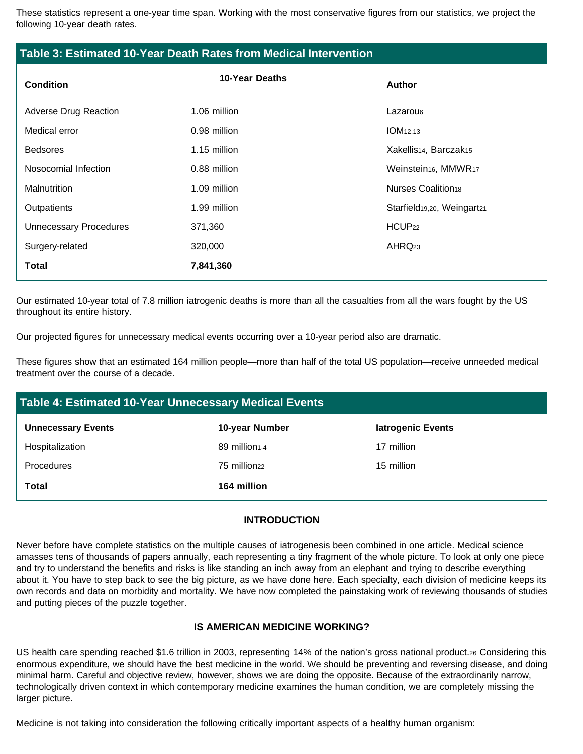These statistics represent a one-year time span. Working with the most conservative figures from our statistics, we project the following 10-year death rates.

**Table 3: Estimated 10-Year Death Rates from Medical Intervention**

| Condition | 10-Year Deaths | Author |
|---|---|---|
| Adverse Drug Reaction | 1.06 million | Lazarou[6] |
| Medical error | 0.98 million | IOM[12,13] |
| Bedsores | 1.15 million | Xakellis[14], Barczak[15] |
| Nosocomial Infection | 0.88 million | Weinstein[16], MMWR[17] |
| Malnutrition | 1.09 million | Nurses Coalition[18] |
| Outpatients | 1.99 million | Starfield[19,20], Weingart[21] |
| Unnecessary Procedures | 371,360 | HCUP[22] |
| Surgery-related | 320,000 | AHRQ[23] |
| **Total** | **7,841,360** | |

Our estimated 10-year total of 7.8 million iatrogenic deaths is more than all the casualties from all the wars fought by the US throughout its entire history.

Our projected figures for unnecessary medical events occurring over a 10-year period also are dramatic.

These figures show that an estimated 164 million people—more than half of the total US population—receive unneeded medical treatment over the course of a decade.

**Table 4: Estimated 10-Year Unnecessary Medical Events**

| Unnecessary Events | 10-year Number | Iatrogenic Events |
|---|---|---|
| Hospitalization | 89 million[1-4] | 17 million |
| Procedures | 75 million[22] | 15 million |
| **Total** | **164 million** | |

## INTRODUCTION

Never before have complete statistics on the multiple causes of iatrogenesis been combined in one article. Medical science amasses tens of thousands of papers annually, each representing a tiny fragment of the whole picture. To look at only one piece and try to understand the benefits and risks is like standing an inch away from an elephant and trying to describe everything about it. You have to step back to see the big picture, as we have done here. Each specialty, each division of medicine keeps its own records and data on morbidity and mortality. We have now completed the painstaking work of reviewing thousands of studies and putting pieces of the puzzle together.

## IS AMERICAN MEDICINE WORKING?

US health care spending reached $1.6 trillion in 2003, representing 14% of the nation's gross national product.[26] Considering this enormous expenditure, we should have the best medicine in the world. We should be preventing and reversing disease, and doing minimal harm. Careful and objective review, however, shows we are doing the opposite. Because of the extraordinarily narrow, technologically driven context in which contemporary medicine examines the human condition, we are completely missing the larger picture.

Medicine is not taking into consideration the following critically important aspects of a healthy human organism: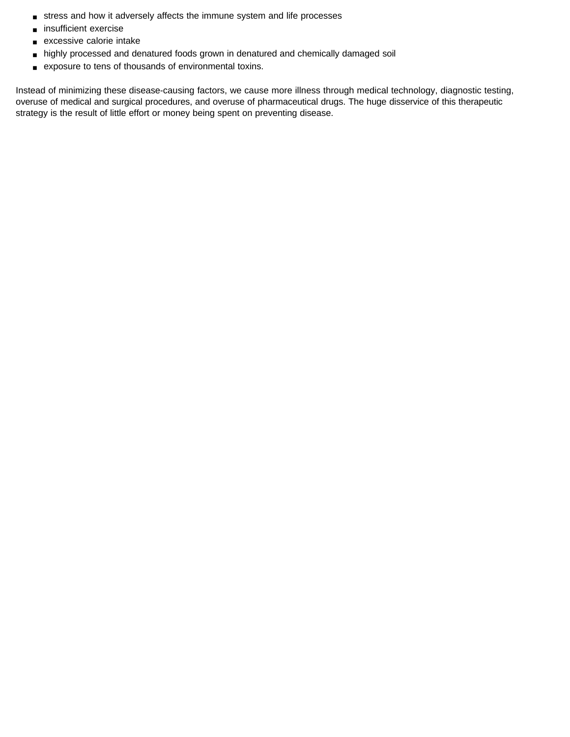- stress and how it adversely affects the immune system and life processes
- insufficient exercise
- excessive calorie intake
- highly processed and denatured foods grown in denatured and chemically damaged soil
- exposure to tens of thousands of environmental toxins.

Instead of minimizing these disease-causing factors, we cause more illness through medical technology, diagnostic testing, overuse of medical and surgical procedures, and overuse of pharmaceutical drugs. The huge disservice of this therapeutic strategy is the result of little effort or money being spent on preventing disease.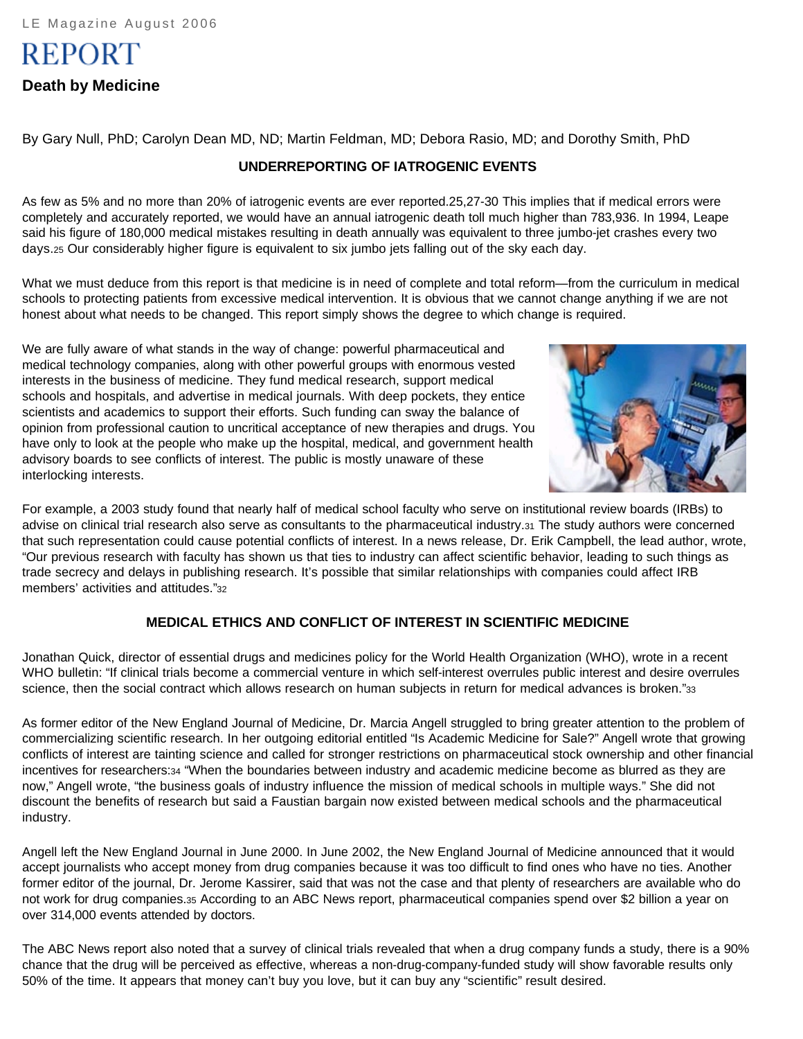LE Magazine August 2006

# REPORT

## Death by Medicine

By Gary Null, PhD; Carolyn Dean MD, ND; Martin Feldman, MD; Debora Rasio, MD; and Dorothy Smith, PhD

### UNDERREPORTING OF IATROGENIC EVENTS

As few as 5% and no more than 20% of iatrogenic events are ever reported.[25,27-30] This implies that if medical errors were completely and accurately reported, we would have an annual iatrogenic death toll much higher than 783,936. In 1994, Leape said his figure of 180,000 medical mistakes resulting in death annually was equivalent to three jumbo-jet crashes every two days.[25] Our considerably higher figure is equivalent to six jumbo jets falling out of the sky each day.

What we must deduce from this report is that medicine is in need of complete and total reform—from the curriculum in medical schools to protecting patients from excessive medical intervention. It is obvious that we cannot change anything if we are not honest about what needs to be changed. This report simply shows the degree to which change is required.

We are fully aware of what stands in the way of change: powerful pharmaceutical and medical technology companies, along with other powerful groups with enormous vested interests in the business of medicine. They fund medical research, support medical schools and hospitals, and advertise in medical journals. With deep pockets, they entice scientists and academics to support their efforts. Such funding can sway the balance of opinion from professional caution to uncritical acceptance of new therapies and drugs. You have only to look at the people who make up the hospital, medical, and government health advisory boards to see conflicts of interest. The public is mostly unaware of these interlocking interests.

For example, a 2003 study found that nearly half of medical school faculty who serve on institutional review boards (IRBs) to advise on clinical trial research also serve as consultants to the pharmaceutical industry.[31] The study authors were concerned that such representation could cause potential conflicts of interest. In a news release, Dr. Erik Campbell, the lead author, wrote, "Our previous research with faculty has shown us that ties to industry can affect scientific behavior, leading to such things as trade secrecy and delays in publishing research. It's possible that similar relationships with companies could affect IRB members' activities and attitudes."[32]

### MEDICAL ETHICS AND CONFLICT OF INTEREST IN SCIENTIFIC MEDICINE

Jonathan Quick, director of essential drugs and medicines policy for the World Health Organization (WHO), wrote in a recent WHO bulletin: "If clinical trials become a commercial venture in which self-interest overrules public interest and desire overrules science, then the social contract which allows research on human subjects in return for medical advances is broken."[33]

As former editor of the New England Journal of Medicine, Dr. Marcia Angell struggled to bring greater attention to the problem of commercializing scientific research. In her outgoing editorial entitled "Is Academic Medicine for Sale?" Angell wrote that growing conflicts of interest are tainting science and called for stronger restrictions on pharmaceutical stock ownership and other financial incentives for researchers:[34] "When the boundaries between industry and academic medicine become as blurred as they are now," Angell wrote, "the business goals of industry influence the mission of medical schools in multiple ways." She did not discount the benefits of research but said a Faustian bargain now existed between medical schools and the pharmaceutical industry.

Angell left the New England Journal in June 2000. In June 2002, the New England Journal of Medicine announced that it would accept journalists who accept money from drug companies because it was too difficult to find ones who have no ties. Another former editor of the journal, Dr. Jerome Kassirer, said that was not the case and that plenty of researchers are available who do not work for drug companies.[35] According to an ABC News report, pharmaceutical companies spend over $2 billion a year on over 314,000 events attended by doctors.

The ABC News report also noted that a survey of clinical trials revealed that when a drug company funds a study, there is a 90% chance that the drug will be perceived as effective, whereas a non-drug-company-funded study will show favorable results only 50% of the time. It appears that money can't buy you love, but it can buy any "scientific" result desired.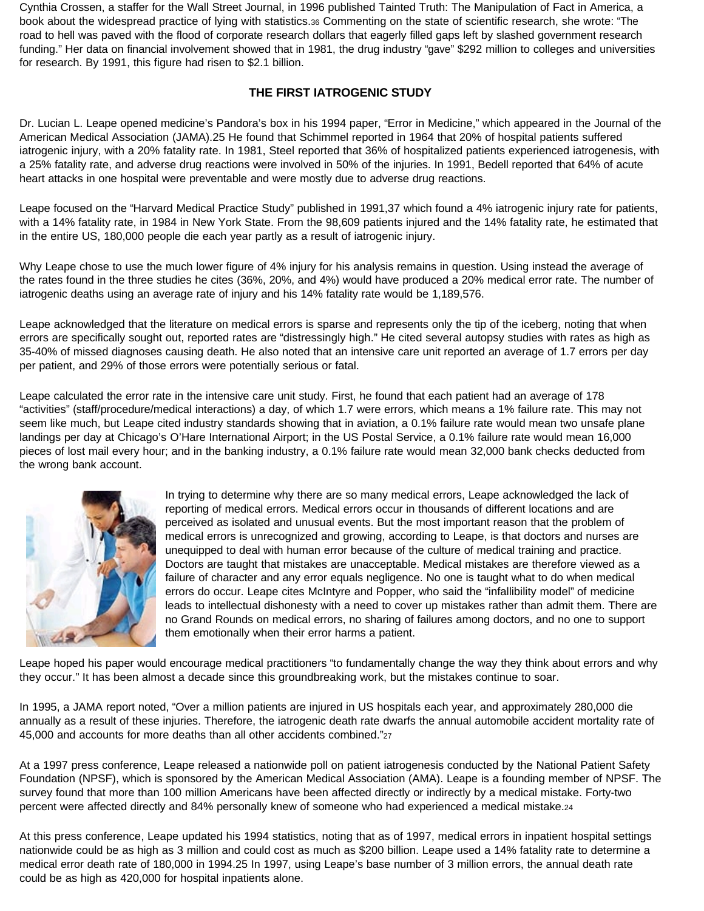Cynthia Crossen, a staffer for the Wall Street Journal, in 1996 published Tainted Truth: The Manipulation of Fact in America, a book about the widespread practice of lying with statistics.[36] Commenting on the state of scientific research, she wrote: "The road to hell was paved with the flood of corporate research dollars that eagerly filled gaps left by slashed government research funding." Her data on financial involvement showed that in 1981, the drug industry "gave" $292 million to colleges and universities for research. By 1991, this figure had risen to $2.1 billion.

### THE FIRST IATROGENIC STUDY

Dr. Lucian L. Leape opened medicine's Pandora's box in his 1994 paper, "Error in Medicine," which appeared in the Journal of the American Medical Association (JAMA).25 He found that Schimmel reported in 1964 that 20% of hospital patients suffered iatrogenic injury, with a 20% fatality rate. In 1981, Steel reported that 36% of hospitalized patients experienced iatrogenesis, with a 25% fatality rate, and adverse drug reactions were involved in 50% of the injuries. In 1991, Bedell reported that 64% of acute heart attacks in one hospital were preventable and were mostly due to adverse drug reactions.

Leape focused on the "Harvard Medical Practice Study" published in 1991,37 which found a 4% iatrogenic injury rate for patients, with a 14% fatality rate, in 1984 in New York State. From the 98,609 patients injured and the 14% fatality rate, he estimated that in the entire US, 180,000 people die each year partly as a result of iatrogenic injury.

Why Leape chose to use the much lower figure of 4% injury for his analysis remains in question. Using instead the average of the rates found in the three studies he cites (36%, 20%, and 4%) would have produced a 20% medical error rate. The number of iatrogenic deaths using an average rate of injury and his 14% fatality rate would be 1,189,576.

Leape acknowledged that the literature on medical errors is sparse and represents only the tip of the iceberg, noting that when errors are specifically sought out, reported rates are "distressingly high." He cited several autopsy studies with rates as high as 35-40% of missed diagnoses causing death. He also noted that an intensive care unit reported an average of 1.7 errors per day per patient, and 29% of those errors were potentially serious or fatal.

Leape calculated the error rate in the intensive care unit study. First, he found that each patient had an average of 178 "activities" (staff/procedure/medical interactions) a day, of which 1.7 were errors, which means a 1% failure rate. This may not seem like much, but Leape cited industry standards showing that in aviation, a 0.1% failure rate would mean two unsafe plane landings per day at Chicago's O'Hare International Airport; in the US Postal Service, a 0.1% failure rate would mean 16,000 pieces of lost mail every hour; and in the banking industry, a 0.1% failure rate would mean 32,000 bank checks deducted from the wrong bank account.

In trying to determine why there are so many medical errors, Leape acknowledged the lack of reporting of medical errors. Medical errors occur in thousands of different locations and are perceived as isolated and unusual events. But the most important reason that the problem of medical errors is unrecognized and growing, according to Leape, is that doctors and nurses are unequipped to deal with human error because of the culture of medical training and practice. Doctors are taught that mistakes are unacceptable. Medical mistakes are therefore viewed as a failure of character and any error equals negligence. No one is taught what to do when medical errors do occur. Leape cites McIntyre and Popper, who said the "infallibility model" of medicine leads to intellectual dishonesty with a need to cover up mistakes rather than admit them. There are no Grand Rounds on medical errors, no sharing of failures among doctors, and no one to support them emotionally when their error harms a patient.

Leape hoped his paper would encourage medical practitioners "to fundamentally change the way they think about errors and why they occur." It has been almost a decade since this groundbreaking work, but the mistakes continue to soar.

In 1995, a JAMA report noted, "Over a million patients are injured in US hospitals each year, and approximately 280,000 die annually as a result of these injuries. Therefore, the iatrogenic death rate dwarfs the annual automobile accident mortality rate of 45,000 and accounts for more deaths than all other accidents combined."[27]

At a 1997 press conference, Leape released a nationwide poll on patient iatrogenesis conducted by the National Patient Safety Foundation (NPSF), which is sponsored by the American Medical Association (AMA). Leape is a founding member of NPSF. The survey found that more than 100 million Americans have been affected directly or indirectly by a medical mistake. Forty-two percent were affected directly and 84% personally knew of someone who had experienced a medical mistake.[24]

At this press conference, Leape updated his 1994 statistics, noting that as of 1997, medical errors in inpatient hospital settings nationwide could be as high as 3 million and could cost as much as $200 billion. Leape used a 14% fatality rate to determine a medical error death rate of 180,000 in 1994.25 In 1997, using Leape's base number of 3 million errors, the annual death rate could be as high as 420,000 for hospital inpatients alone.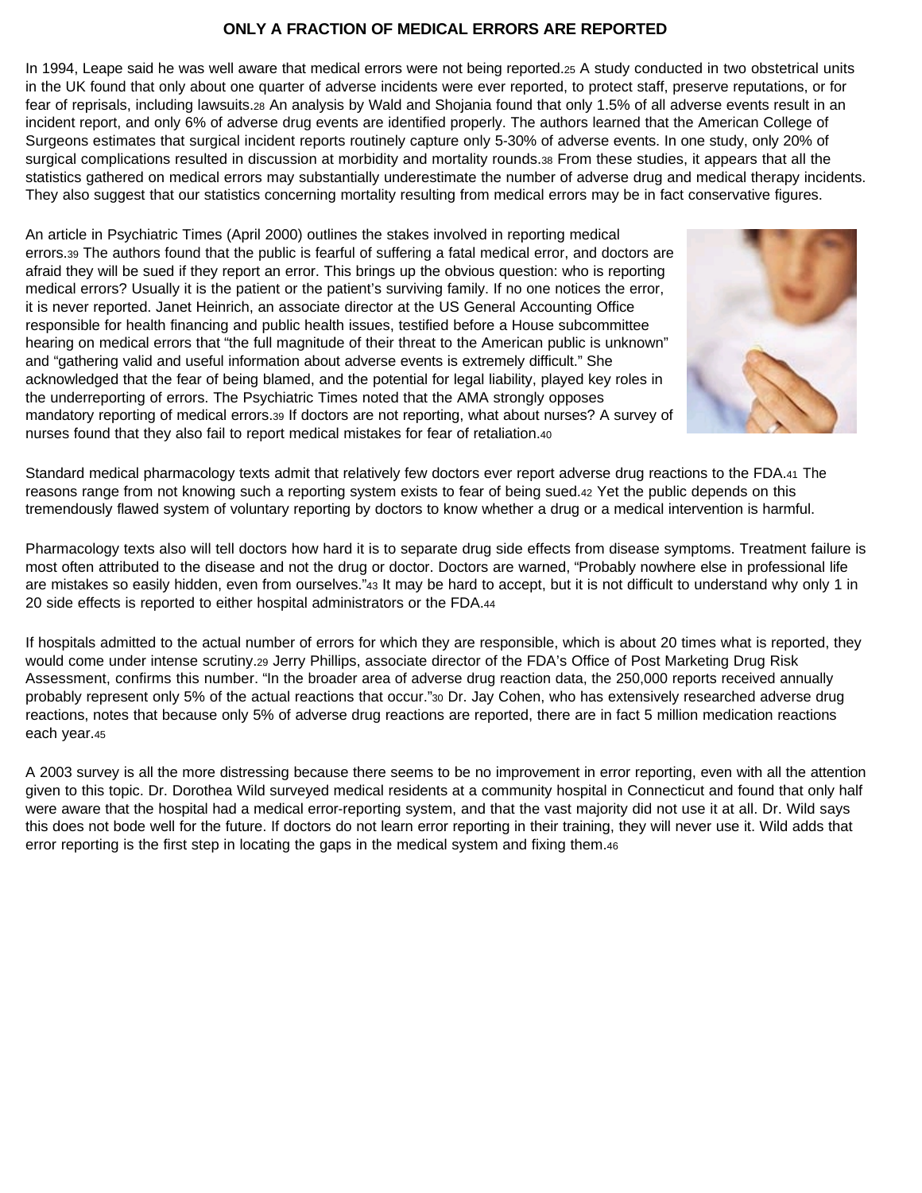## ONLY A FRACTION OF MEDICAL ERRORS ARE REPORTED

In 1994, Leape said he was well aware that medical errors were not being reported.[25] A study conducted in two obstetrical units in the UK found that only about one quarter of adverse incidents were ever reported, to protect staff, preserve reputations, or for fear of reprisals, including lawsuits.[28] An analysis by Wald and Shojania found that only 1.5% of all adverse events result in an incident report, and only 6% of adverse drug events are identified properly. The authors learned that the American College of Surgeons estimates that surgical incident reports routinely capture only 5-30% of adverse events. In one study, only 20% of surgical complications resulted in discussion at morbidity and mortality rounds.[38] From these studies, it appears that all the statistics gathered on medical errors may substantially underestimate the number of adverse drug and medical therapy incidents. They also suggest that our statistics concerning mortality resulting from medical errors may be in fact conservative figures.

An article in Psychiatric Times (April 2000) outlines the stakes involved in reporting medical errors.[39] The authors found that the public is fearful of suffering a fatal medical error, and doctors are afraid they will be sued if they report an error. This brings up the obvious question: who is reporting medical errors? Usually it is the patient or the patient's surviving family. If no one notices the error, it is never reported. Janet Heinrich, an associate director at the US General Accounting Office responsible for health financing and public health issues, testified before a House subcommittee hearing on medical errors that "the full magnitude of their threat to the American public is unknown" and "gathering valid and useful information about adverse events is extremely difficult." She acknowledged that the fear of being blamed, and the potential for legal liability, played key roles in the underreporting of errors. The Psychiatric Times noted that the AMA strongly opposes mandatory reporting of medical errors.[39] If doctors are not reporting, what about nurses? A survey of nurses found that they also fail to report medical mistakes for fear of retaliation.[40]

Standard medical pharmacology texts admit that relatively few doctors ever report adverse drug reactions to the FDA.[41] The reasons range from not knowing such a reporting system exists to fear of being sued.[42] Yet the public depends on this tremendously flawed system of voluntary reporting by doctors to know whether a drug or a medical intervention is harmful.

Pharmacology texts also will tell doctors how hard it is to separate drug side effects from disease symptoms. Treatment failure is most often attributed to the disease and not the drug or doctor. Doctors are warned, "Probably nowhere else in professional life are mistakes so easily hidden, even from ourselves."[43] It may be hard to accept, but it is not difficult to understand why only 1 in 20 side effects is reported to either hospital administrators or the FDA.[44]

If hospitals admitted to the actual number of errors for which they are responsible, which is about 20 times what is reported, they would come under intense scrutiny.[29] Jerry Phillips, associate director of the FDA's Office of Post Marketing Drug Risk Assessment, confirms this number. "In the broader area of adverse drug reaction data, the 250,000 reports received annually probably represent only 5% of the actual reactions that occur."[30] Dr. Jay Cohen, who has extensively researched adverse drug reactions, notes that because only 5% of adverse drug reactions are reported, there are in fact 5 million medication reactions each year.[45]

A 2003 survey is all the more distressing because there seems to be no improvement in error reporting, even with all the attention given to this topic. Dr. Dorothea Wild surveyed medical residents at a community hospital in Connecticut and found that only half were aware that the hospital had a medical error-reporting system, and that the vast majority did not use it at all. Dr. Wild says this does not bode well for the future. If doctors do not learn error reporting in their training, they will never use it. Wild adds that error reporting is the first step in locating the gaps in the medical system and fixing them.[46]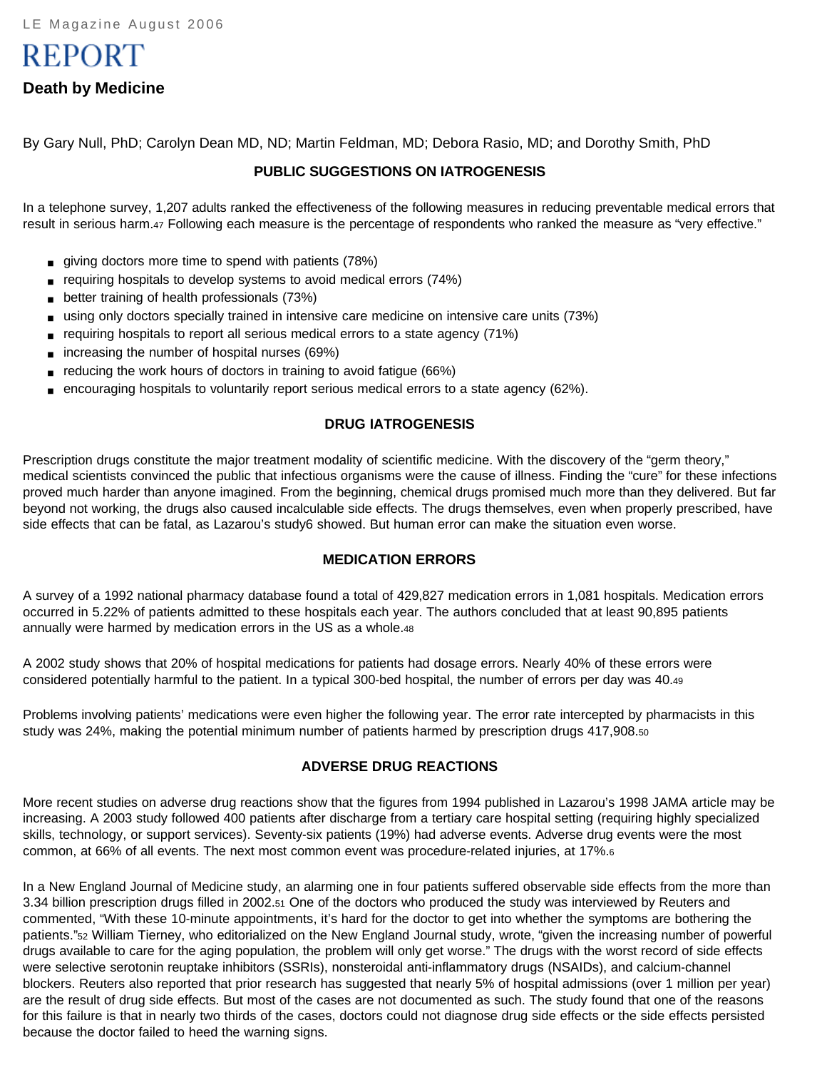LE Magazine August 2006

# REPORT

## Death by Medicine

By Gary Null, PhD; Carolyn Dean MD, ND; Martin Feldman, MD; Debora Rasio, MD; and Dorothy Smith, PhD

### PUBLIC SUGGESTIONS ON IATROGENESIS

In a telephone survey, 1,207 adults ranked the effectiveness of the following measures in reducing preventable medical errors that result in serious harm.[47] Following each measure is the percentage of respondents who ranked the measure as "very effective."

- giving doctors more time to spend with patients (78%)
- requiring hospitals to develop systems to avoid medical errors (74%)
- better training of health professionals (73%)
- using only doctors specially trained in intensive care medicine on intensive care units (73%)
- requiring hospitals to report all serious medical errors to a state agency (71%)
- increasing the number of hospital nurses (69%)
- reducing the work hours of doctors in training to avoid fatigue (66%)
- encouraging hospitals to voluntarily report serious medical errors to a state agency (62%).

### DRUG IATROGENESIS

Prescription drugs constitute the major treatment modality of scientific medicine. With the discovery of the "germ theory," medical scientists convinced the public that infectious organisms were the cause of illness. Finding the "cure" for these infections proved much harder than anyone imagined. From the beginning, chemical drugs promised much more than they delivered. But far beyond not working, the drugs also caused incalculable side effects. The drugs themselves, even when properly prescribed, have side effects that can be fatal, as Lazarou's study6 showed. But human error can make the situation even worse.

### MEDICATION ERRORS

A survey of a 1992 national pharmacy database found a total of 429,827 medication errors in 1,081 hospitals. Medication errors occurred in 5.22% of patients admitted to these hospitals each year. The authors concluded that at least 90,895 patients annually were harmed by medication errors in the US as a whole.[48]

A 2002 study shows that 20% of hospital medications for patients had dosage errors. Nearly 40% of these errors were considered potentially harmful to the patient. In a typical 300-bed hospital, the number of errors per day was 40.[49]

Problems involving patients' medications were even higher the following year. The error rate intercepted by pharmacists in this study was 24%, making the potential minimum number of patients harmed by prescription drugs 417,908.[50]

### ADVERSE DRUG REACTIONS

More recent studies on adverse drug reactions show that the figures from 1994 published in Lazarou's 1998 JAMA article may be increasing. A 2003 study followed 400 patients after discharge from a tertiary care hospital setting (requiring highly specialized skills, technology, or support services). Seventy-six patients (19%) had adverse events. Adverse drug events were the most common, at 66% of all events. The next most common event was procedure-related injuries, at 17%.[6]

In a New England Journal of Medicine study, an alarming one in four patients suffered observable side effects from the more than 3.34 billion prescription drugs filled in 2002.[51] One of the doctors who produced the study was interviewed by Reuters and commented, "With these 10-minute appointments, it's hard for the doctor to get into whether the symptoms are bothering the patients."[52] William Tierney, who editorialized on the New England Journal study, wrote, "given the increasing number of powerful drugs available to care for the aging population, the problem will only get worse." The drugs with the worst record of side effects were selective serotonin reuptake inhibitors (SSRIs), nonsteroidal anti-inflammatory drugs (NSAIDs), and calcium-channel blockers. Reuters also reported that prior research has suggested that nearly 5% of hospital admissions (over 1 million per year) are the result of drug side effects. But most of the cases are not documented as such. The study found that one of the reasons for this failure is that in nearly two thirds of the cases, doctors could not diagnose drug side effects or the side effects persisted because the doctor failed to heed the warning signs.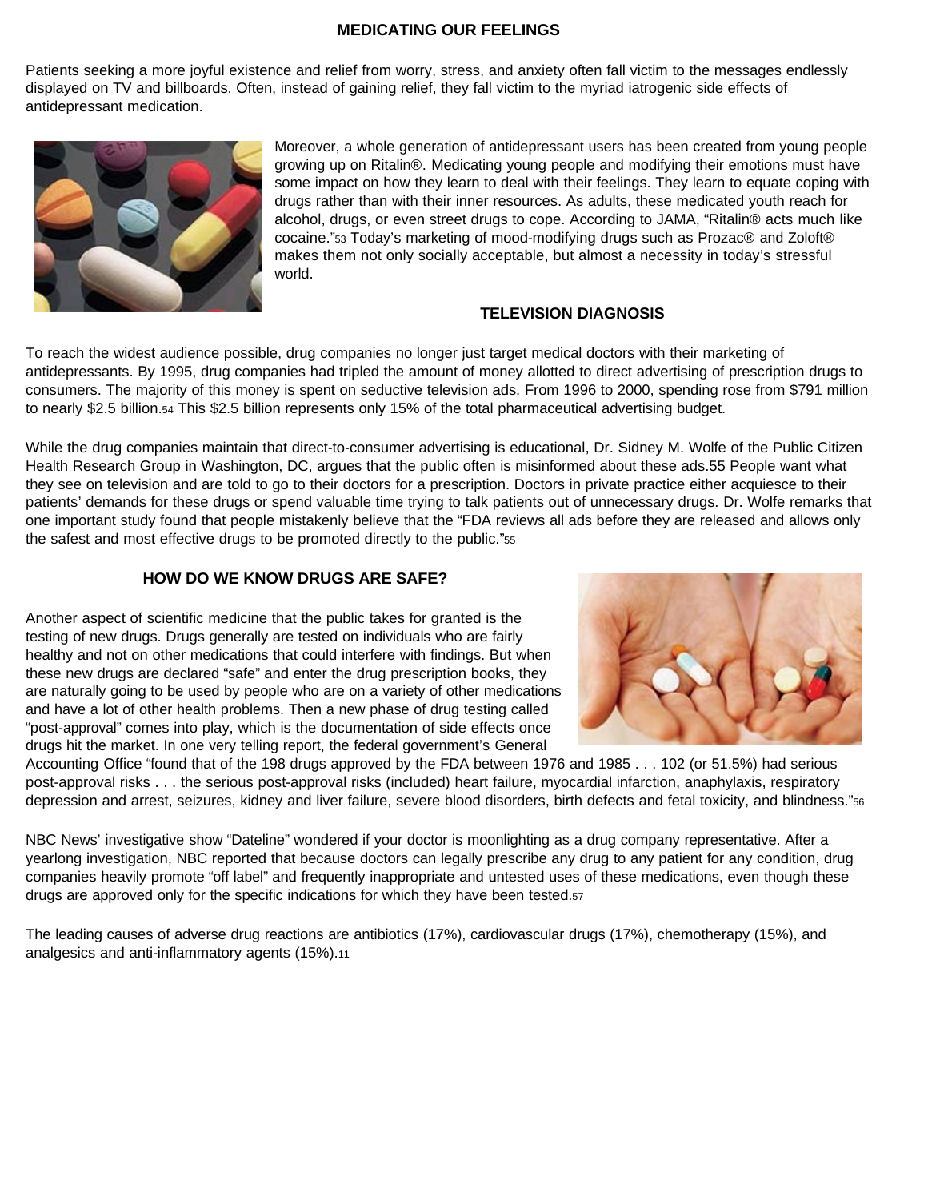## MEDICATING OUR FEELINGS

Patients seeking a more joyful existence and relief from worry, stress, and anxiety often fall victim to the messages endlessly displayed on TV and billboards. Often, instead of gaining relief, they fall victim to the myriad iatrogenic side effects of antidepressant medication.

Moreover, a whole generation of antidepressant users has been created from young people growing up on Ritalin®. Medicating young people and modifying their emotions must have some impact on how they learn to deal with their feelings. They learn to equate coping with drugs rather than with their inner resources. As adults, these medicated youth reach for alcohol, drugs, or even street drugs to cope. According to JAMA, "Ritalin® acts much like cocaine."[53] Today's marketing of mood-modifying drugs such as Prozac® and Zoloft® makes them not only socially acceptable, but almost a necessity in today's stressful world.

## TELEVISION DIAGNOSIS

To reach the widest audience possible, drug companies no longer just target medical doctors with their marketing of antidepressants. By 1995, drug companies had tripled the amount of money allotted to direct advertising of prescription drugs to consumers. The majority of this money is spent on seductive television ads. From 1996 to 2000, spending rose from $791 million to nearly $2.5 billion.[54] This $2.5 billion represents only 15% of the total pharmaceutical advertising budget.

While the drug companies maintain that direct-to-consumer advertising is educational, Dr. Sidney M. Wolfe of the Public Citizen Health Research Group in Washington, DC, argues that the public often is misinformed about these ads.55 People want what they see on television and are told to go to their doctors for a prescription. Doctors in private practice either acquiesce to their patients' demands for these drugs or spend valuable time trying to talk patients out of unnecessary drugs. Dr. Wolfe remarks that one important study found that people mistakenly believe that the "FDA reviews all ads before they are released and allows only the safest and most effective drugs to be promoted directly to the public."[55]

## HOW DO WE KNOW DRUGS ARE SAFE?

Another aspect of scientific medicine that the public takes for granted is the testing of new drugs. Drugs generally are tested on individuals who are fairly healthy and not on other medications that could interfere with findings. But when these new drugs are declared "safe" and enter the drug prescription books, they are naturally going to be used by people who are on a variety of other medications and have a lot of other health problems. Then a new phase of drug testing called "post-approval" comes into play, which is the documentation of side effects once drugs hit the market. In one very telling report, the federal government's General Accounting Office "found that of the 198 drugs approved by the FDA between 1976 and 1985 . . . 102 (or 51.5%) had serious post-approval risks . . . the serious post-approval risks (included) heart failure, myocardial infarction, anaphylaxis, respiratory depression and arrest, seizures, kidney and liver failure, severe blood disorders, birth defects and fetal toxicity, and blindness."[56]

NBC News' investigative show "Dateline" wondered if your doctor is moonlighting as a drug company representative. After a yearlong investigation, NBC reported that because doctors can legally prescribe any drug to any patient for any condition, drug companies heavily promote "off label" and frequently inappropriate and untested uses of these medications, even though these drugs are approved only for the specific indications for which they have been tested.[57]

The leading causes of adverse drug reactions are antibiotics (17%), cardiovascular drugs (17%), chemotherapy (15%), and analgesics and anti-inflammatory agents (15%).[11]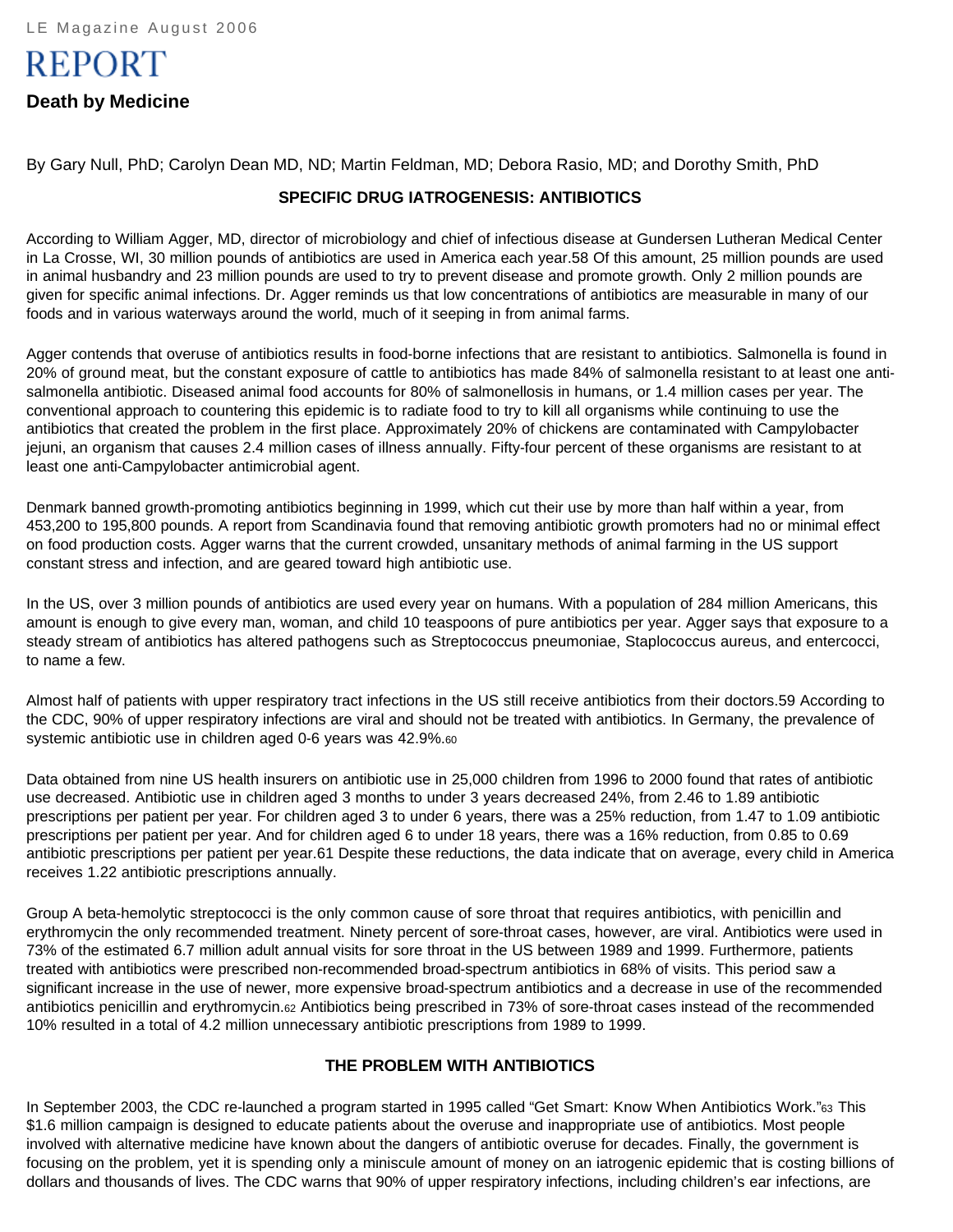LE Magazine August 2006

# REPORT

## Death by Medicine

By Gary Null, PhD; Carolyn Dean MD, ND; Martin Feldman, MD; Debora Rasio, MD; and Dorothy Smith, PhD

### SPECIFIC DRUG IATROGENESIS: ANTIBIOTICS

According to William Agger, MD, director of microbiology and chief of infectious disease at Gundersen Lutheran Medical Center in La Crosse, WI, 30 million pounds of antibiotics are used in America each year.58 Of this amount, 25 million pounds are used in animal husbandry and 23 million pounds are used to try to prevent disease and promote growth. Only 2 million pounds are given for specific animal infections. Dr. Agger reminds us that low concentrations of antibiotics are measurable in many of our foods and in various waterways around the world, much of it seeping in from animal farms.

Agger contends that overuse of antibiotics results in food-borne infections that are resistant to antibiotics. Salmonella is found in 20% of ground meat, but the constant exposure of cattle to antibiotics has made 84% of salmonella resistant to at least one anti-salmonella antibiotic. Diseased animal food accounts for 80% of salmonellosis in humans, or 1.4 million cases per year. The conventional approach to countering this epidemic is to radiate food to try to kill all organisms while continuing to use the antibiotics that created the problem in the first place. Approximately 20% of chickens are contaminated with Campylobacter jejuni, an organism that causes 2.4 million cases of illness annually. Fifty-four percent of these organisms are resistant to at least one anti-Campylobacter antimicrobial agent.

Denmark banned growth-promoting antibiotics beginning in 1999, which cut their use by more than half within a year, from 453,200 to 195,800 pounds. A report from Scandinavia found that removing antibiotic growth promoters had no or minimal effect on food production costs. Agger warns that the current crowded, unsanitary methods of animal farming in the US support constant stress and infection, and are geared toward high antibiotic use.

In the US, over 3 million pounds of antibiotics are used every year on humans. With a population of 284 million Americans, this amount is enough to give every man, woman, and child 10 teaspoons of pure antibiotics per year. Agger says that exposure to a steady stream of antibiotics has altered pathogens such as Streptococcus pneumoniae, Staplococcus aureus, and entercocci, to name a few.

Almost half of patients with upper respiratory tract infections in the US still receive antibiotics from their doctors.59 According to the CDC, 90% of upper respiratory infections are viral and should not be treated with antibiotics. In Germany, the prevalence of systemic antibiotic use in children aged 0-6 years was 42.9%.[60]

Data obtained from nine US health insurers on antibiotic use in 25,000 children from 1996 to 2000 found that rates of antibiotic use decreased. Antibiotic use in children aged 3 months to under 3 years decreased 24%, from 2.46 to 1.89 antibiotic prescriptions per patient per year. For children aged 3 to under 6 years, there was a 25% reduction, from 1.47 to 1.09 antibiotic prescriptions per patient per year. And for children aged 6 to under 18 years, there was a 16% reduction, from 0.85 to 0.69 antibiotic prescriptions per patient per year.61 Despite these reductions, the data indicate that on average, every child in America receives 1.22 antibiotic prescriptions annually.

Group A beta-hemolytic streptococci is the only common cause of sore throat that requires antibiotics, with penicillin and erythromycin the only recommended treatment. Ninety percent of sore-throat cases, however, are viral. Antibiotics were used in 73% of the estimated 6.7 million adult annual visits for sore throat in the US between 1989 and 1999. Furthermore, patients treated with antibiotics were prescribed non-recommended broad-spectrum antibiotics in 68% of visits. This period saw a significant increase in the use of newer, more expensive broad-spectrum antibiotics and a decrease in use of the recommended antibiotics penicillin and erythromycin.[62] Antibiotics being prescribed in 73% of sore-throat cases instead of the recommended 10% resulted in a total of 4.2 million unnecessary antibiotic prescriptions from 1989 to 1999.

### THE PROBLEM WITH ANTIBIOTICS

In September 2003, the CDC re-launched a program started in 1995 called "Get Smart: Know When Antibiotics Work."[63] This $1.6 million campaign is designed to educate patients about the overuse and inappropriate use of antibiotics. Most people involved with alternative medicine have known about the dangers of antibiotic overuse for decades. Finally, the government is focusing on the problem, yet it is spending only a miniscule amount of money on an iatrogenic epidemic that is costing billions of dollars and thousands of lives. The CDC warns that 90% of upper respiratory infections, including children's ear infections, are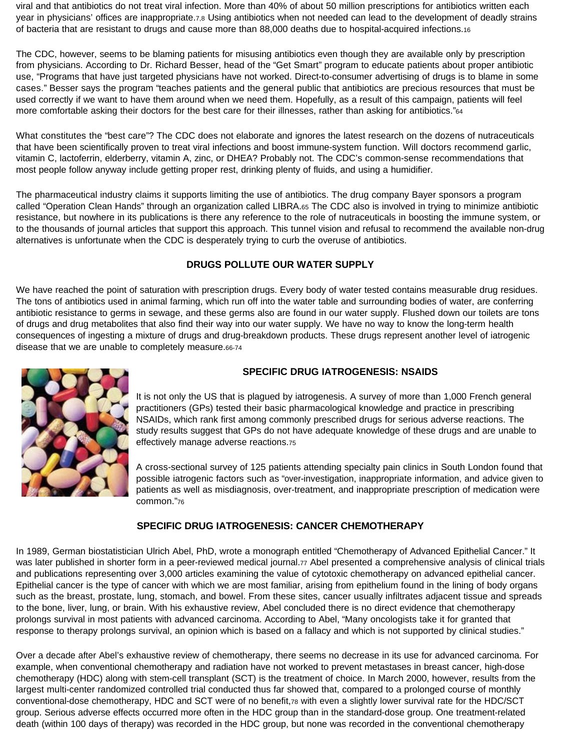viral and that antibiotics do not treat viral infection. More than 40% of about 50 million prescriptions for antibiotics written each year in physicians' offices are inappropriate.[7,8] Using antibiotics when not needed can lead to the development of deadly strains of bacteria that are resistant to drugs and cause more than 88,000 deaths due to hospital-acquired infections.[16]

The CDC, however, seems to be blaming patients for misusing antibiotics even though they are available only by prescription from physicians. According to Dr. Richard Besser, head of the "Get Smart" program to educate patients about proper antibiotic use, "Programs that have just targeted physicians have not worked. Direct-to-consumer advertising of drugs is to blame in some cases." Besser says the program "teaches patients and the general public that antibiotics are precious resources that must be used correctly if we want to have them around when we need them. Hopefully, as a result of this campaign, patients will feel more comfortable asking their doctors for the best care for their illnesses, rather than asking for antibiotics."[64]

What constitutes the "best care"? The CDC does not elaborate and ignores the latest research on the dozens of nutraceuticals that have been scientifically proven to treat viral infections and boost immune-system function. Will doctors recommend garlic, vitamin C, lactoferrin, elderberry, vitamin A, zinc, or DHEA? Probably not. The CDC's common-sense recommendations that most people follow anyway include getting proper rest, drinking plenty of fluids, and using a humidifier.

The pharmaceutical industry claims it supports limiting the use of antibiotics. The drug company Bayer sponsors a program called "Operation Clean Hands" through an organization called LIBRA.[65] The CDC also is involved in trying to minimize antibiotic resistance, but nowhere in its publications is there any reference to the role of nutraceuticals in boosting the immune system, or to the thousands of journal articles that support this approach. This tunnel vision and refusal to recommend the available non-drug alternatives is unfortunate when the CDC is desperately trying to curb the overuse of antibiotics.

## DRUGS POLLUTE OUR WATER SUPPLY

We have reached the point of saturation with prescription drugs. Every body of water tested contains measurable drug residues. The tons of antibiotics used in animal farming, which run off into the water table and surrounding bodies of water, are conferring antibiotic resistance to germs in sewage, and these germs also are found in our water supply. Flushed down our toilets are tons of drugs and drug metabolites that also find their way into our water supply. We have no way to know the long-term health consequences of ingesting a mixture of drugs and drug-breakdown products. These drugs represent another level of iatrogenic disease that we are unable to completely measure.[66-74]

## SPECIFIC DRUG IATROGENESIS: NSAIDS

It is not only the US that is plagued by iatrogenesis. A survey of more than 1,000 French general practitioners (GPs) tested their basic pharmacological knowledge and practice in prescribing NSAIDs, which rank first among commonly prescribed drugs for serious adverse reactions. The study results suggest that GPs do not have adequate knowledge of these drugs and are unable to effectively manage adverse reactions.[75]

A cross-sectional survey of 125 patients attending specialty pain clinics in South London found that possible iatrogenic factors such as "over-investigation, inappropriate information, and advice given to patients as well as misdiagnosis, over-treatment, and inappropriate prescription of medication were common."[76]

## SPECIFIC DRUG IATROGENESIS: CANCER CHEMOTHERAPY

In 1989, German biostatistician Ulrich Abel, PhD, wrote a monograph entitled "Chemotherapy of Advanced Epithelial Cancer." It was later published in shorter form in a peer-reviewed medical journal.[77] Abel presented a comprehensive analysis of clinical trials and publications representing over 3,000 articles examining the value of cytotoxic chemotherapy on advanced epithelial cancer. Epithelial cancer is the type of cancer with which we are most familiar, arising from epithelium found in the lining of body organs such as the breast, prostate, lung, stomach, and bowel. From these sites, cancer usually infiltrates adjacent tissue and spreads to the bone, liver, lung, or brain. With his exhaustive review, Abel concluded there is no direct evidence that chemotherapy prolongs survival in most patients with advanced carcinoma. According to Abel, "Many oncologists take it for granted that response to therapy prolongs survival, an opinion which is based on a fallacy and which is not supported by clinical studies."

Over a decade after Abel's exhaustive review of chemotherapy, there seems no decrease in its use for advanced carcinoma. For example, when conventional chemotherapy and radiation have not worked to prevent metastases in breast cancer, high-dose chemotherapy (HDC) along with stem-cell transplant (SCT) is the treatment of choice. In March 2000, however, results from the largest multi-center randomized controlled trial conducted thus far showed that, compared to a prolonged course of monthly conventional-dose chemotherapy, HDC and SCT were of no benefit,[78] with even a slightly lower survival rate for the HDC/SCT group. Serious adverse effects occurred more often in the HDC group than in the standard-dose group. One treatment-related death (within 100 days of therapy) was recorded in the HDC group, but none was recorded in the conventional chemotherapy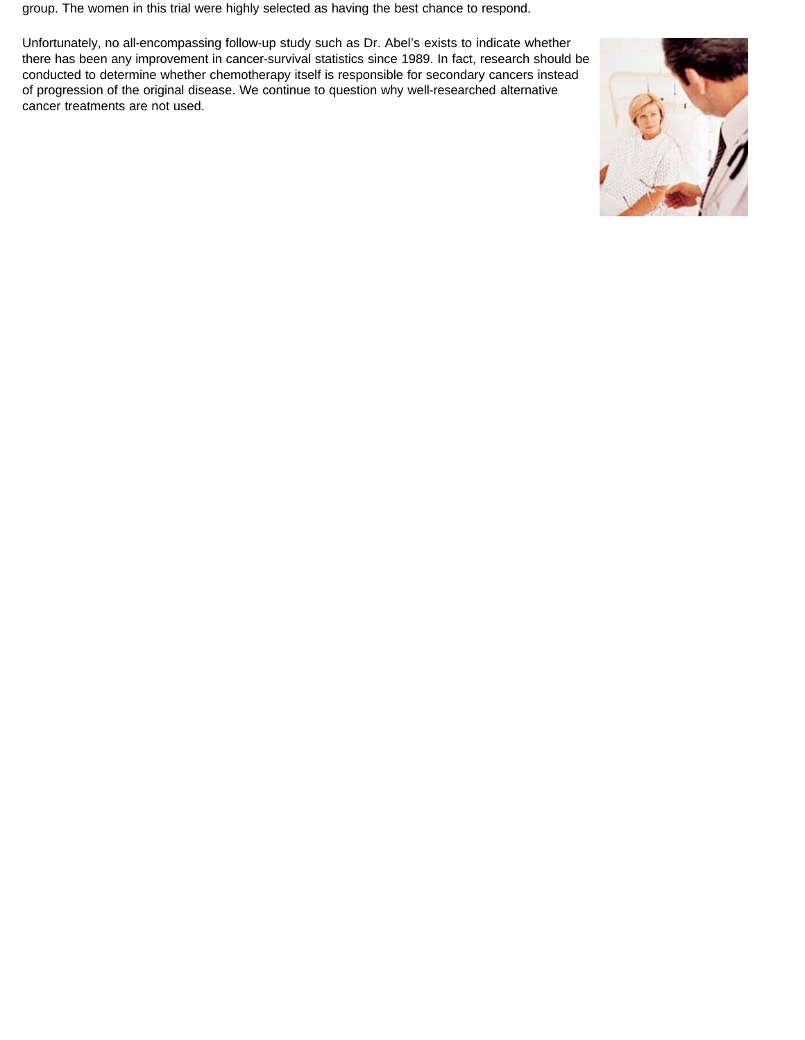group. The women in this trial were highly selected as having the best chance to respond.

Unfortunately, no all-encompassing follow-up study such as Dr. Abel's exists to indicate whether there has been any improvement in cancer-survival statistics since 1989. In fact, research should be conducted to determine whether chemotherapy itself is responsible for secondary cancers instead of progression of the original disease. We continue to question why well-researched alternative cancer treatments are not used.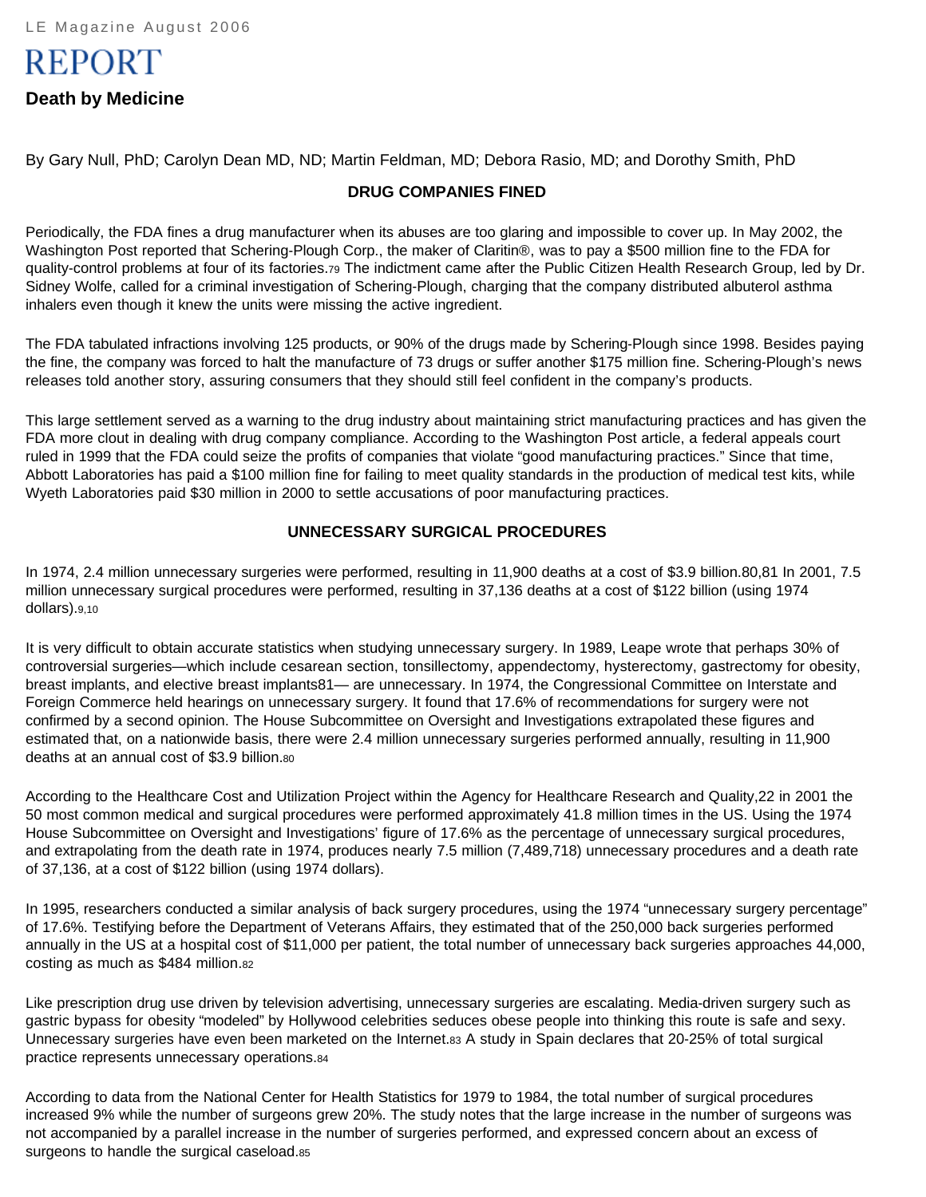# REPORT

## Death by Medicine

By Gary Null, PhD; Carolyn Dean MD, ND; Martin Feldman, MD; Debora Rasio, MD; and Dorothy Smith, PhD

### DRUG COMPANIES FINED

Periodically, the FDA fines a drug manufacturer when its abuses are too glaring and impossible to cover up. In May 2002, the Washington Post reported that Schering-Plough Corp., the maker of Claritin®, was to pay a $500 million fine to the FDA for quality-control problems at four of its factories.[79] The indictment came after the Public Citizen Health Research Group, led by Dr. Sidney Wolfe, called for a criminal investigation of Schering-Plough, charging that the company distributed albuterol asthma inhalers even though it knew the units were missing the active ingredient.

The FDA tabulated infractions involving 125 products, or 90% of the drugs made by Schering-Plough since 1998. Besides paying the fine, the company was forced to halt the manufacture of 73 drugs or suffer another $175 million fine. Schering-Plough's news releases told another story, assuring consumers that they should still feel confident in the company's products.

This large settlement served as a warning to the drug industry about maintaining strict manufacturing practices and has given the FDA more clout in dealing with drug company compliance. According to the Washington Post article, a federal appeals court ruled in 1999 that the FDA could seize the profits of companies that violate "good manufacturing practices." Since that time, Abbott Laboratories has paid a $100 million fine for failing to meet quality standards in the production of medical test kits, while Wyeth Laboratories paid $30 million in 2000 to settle accusations of poor manufacturing practices.

### UNNECESSARY SURGICAL PROCEDURES

In 1974, 2.4 million unnecessary surgeries were performed, resulting in 11,900 deaths at a cost of $3.9 billion.[80,81] In 2001, 7.5 million unnecessary surgical procedures were performed, resulting in 37,136 deaths at a cost of $122 billion (using 1974 dollars).[9,10]

It is very difficult to obtain accurate statistics when studying unnecessary surgery. In 1989, Leape wrote that perhaps 30% of controversial surgeries—which include cesarean section, tonsillectomy, appendectomy, hysterectomy, gastrectomy for obesity, breast implants, and elective breast implants[81]— are unnecessary. In 1974, the Congressional Committee on Interstate and Foreign Commerce held hearings on unnecessary surgery. It found that 17.6% of recommendations for surgery were not confirmed by a second opinion. The House Subcommittee on Oversight and Investigations extrapolated these figures and estimated that, on a nationwide basis, there were 2.4 million unnecessary surgeries performed annually, resulting in 11,900 deaths at an annual cost of $3.9 billion.[80]

According to the Healthcare Cost and Utilization Project within the Agency for Healthcare Research and Quality,[22] in 2001 the 50 most common medical and surgical procedures were performed approximately 41.8 million times in the US. Using the 1974 House Subcommittee on Oversight and Investigations' figure of 17.6% as the percentage of unnecessary surgical procedures, and extrapolating from the death rate in 1974, produces nearly 7.5 million (7,489,718) unnecessary procedures and a death rate of 37,136, at a cost of $122 billion (using 1974 dollars).

In 1995, researchers conducted a similar analysis of back surgery procedures, using the 1974 "unnecessary surgery percentage" of 17.6%. Testifying before the Department of Veterans Affairs, they estimated that of the 250,000 back surgeries performed annually in the US at a hospital cost of $11,000 per patient, the total number of unnecessary back surgeries approaches 44,000, costing as much as $484 million.[82]

Like prescription drug use driven by television advertising, unnecessary surgeries are escalating. Media-driven surgery such as gastric bypass for obesity "modeled" by Hollywood celebrities seduces obese people into thinking this route is safe and sexy. Unnecessary surgeries have even been marketed on the Internet.[83] A study in Spain declares that 20-25% of total surgical practice represents unnecessary operations.[84]

According to data from the National Center for Health Statistics for 1979 to 1984, the total number of surgical procedures increased 9% while the number of surgeons grew 20%. The study notes that the large increase in the number of surgeons was not accompanied by a parallel increase in the number of surgeries performed, and expressed concern about an excess of surgeons to handle the surgical caseload.[85]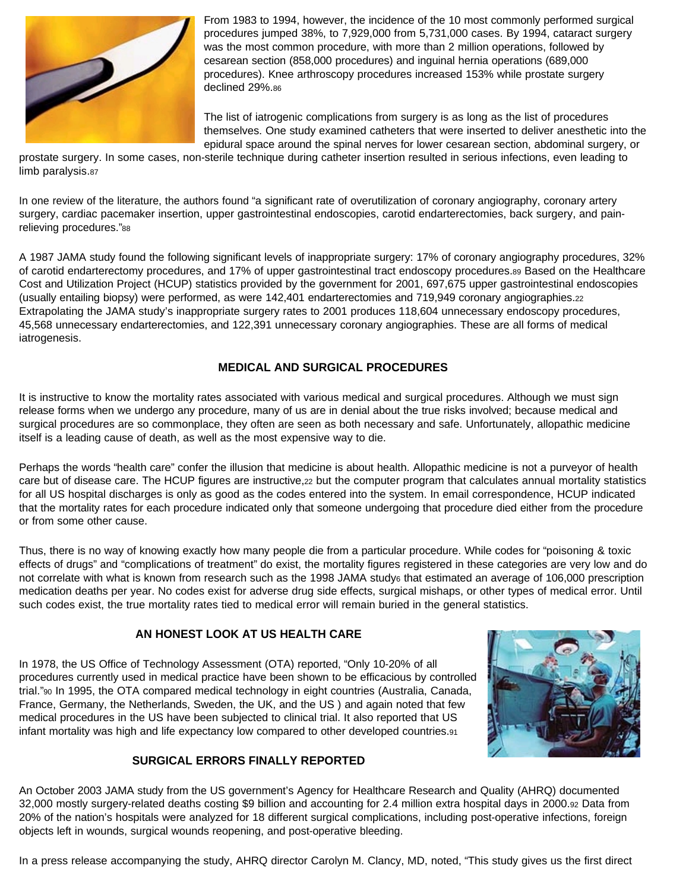From 1983 to 1994, however, the incidence of the 10 most commonly performed surgical procedures jumped 38%, to 7,929,000 from 5,731,000 cases. By 1994, cataract surgery was the most common procedure, with more than 2 million operations, followed by cesarean section (858,000 procedures) and inguinal hernia operations (689,000 procedures). Knee arthroscopy procedures increased 153% while prostate surgery declined 29%.[86]

The list of iatrogenic complications from surgery is as long as the list of procedures themselves. One study examined catheters that were inserted to deliver anesthetic into the epidural space around the spinal nerves for lower cesarean section, abdominal surgery, or prostate surgery. In some cases, non-sterile technique during catheter insertion resulted in serious infections, even leading to limb paralysis.[87]

In one review of the literature, the authors found "a significant rate of overutilization of coronary angiography, coronary artery surgery, cardiac pacemaker insertion, upper gastrointestinal endoscopies, carotid endarterectomies, back surgery, and pain-relieving procedures."[88]

A 1987 JAMA study found the following significant levels of inappropriate surgery: 17% of coronary angiography procedures, 32% of carotid endarterectomy procedures, and 17% of upper gastrointestinal tract endoscopy procedures.[89] Based on the Healthcare Cost and Utilization Project (HCUP) statistics provided by the government for 2001, 697,675 upper gastrointestinal endoscopies (usually entailing biopsy) were performed, as were 142,401 endarterectomies and 719,949 coronary angiographies.[22] Extrapolating the JAMA study's inappropriate surgery rates to 2001 produces 118,604 unnecessary endoscopy procedures, 45,568 unnecessary endarterectomies, and 122,391 unnecessary coronary angiographies. These are all forms of medical iatrogenesis.

## MEDICAL AND SURGICAL PROCEDURES

It is instructive to know the mortality rates associated with various medical and surgical procedures. Although we must sign release forms when we undergo any procedure, many of us are in denial about the true risks involved; because medical and surgical procedures are so commonplace, they often are seen as both necessary and safe. Unfortunately, allopathic medicine itself is a leading cause of death, as well as the most expensive way to die.

Perhaps the words "health care" confer the illusion that medicine is about health. Allopathic medicine is not a purveyor of health care but of disease care. The HCUP figures are instructive,[22] but the computer program that calculates annual mortality statistics for all US hospital discharges is only as good as the codes entered into the system. In email correspondence, HCUP indicated that the mortality rates for each procedure indicated only that someone undergoing that procedure died either from the procedure or from some other cause.

Thus, there is no way of knowing exactly how many people die from a particular procedure. While codes for "poisoning & toxic effects of drugs" and "complications of treatment" do exist, the mortality figures registered in these categories are very low and do not correlate with what is known from research such as the 1998 JAMA study[6] that estimated an average of 106,000 prescription medication deaths per year. No codes exist for adverse drug side effects, surgical mishaps, or other types of medical error. Until such codes exist, the true mortality rates tied to medical error will remain buried in the general statistics.

## AN HONEST LOOK AT US HEALTH CARE

In 1978, the US Office of Technology Assessment (OTA) reported, "Only 10-20% of all procedures currently used in medical practice have been shown to be efficacious by controlled trial."[90] In 1995, the OTA compared medical technology in eight countries (Australia, Canada, France, Germany, the Netherlands, Sweden, the UK, and the US ) and again noted that few medical procedures in the US have been subjected to clinical trial. It also reported that US infant mortality was high and life expectancy low compared to other developed countries.[91]

## SURGICAL ERRORS FINALLY REPORTED

An October 2003 JAMA study from the US government's Agency for Healthcare Research and Quality (AHRQ) documented 32,000 mostly surgery-related deaths costing $9 billion and accounting for 2.4 million extra hospital days in 2000.[92] Data from 20% of the nation's hospitals were analyzed for 18 different surgical complications, including post-operative infections, foreign objects left in wounds, surgical wounds reopening, and post-operative bleeding.

In a press release accompanying the study, AHRQ director Carolyn M. Clancy, MD, noted, "This study gives us the first direct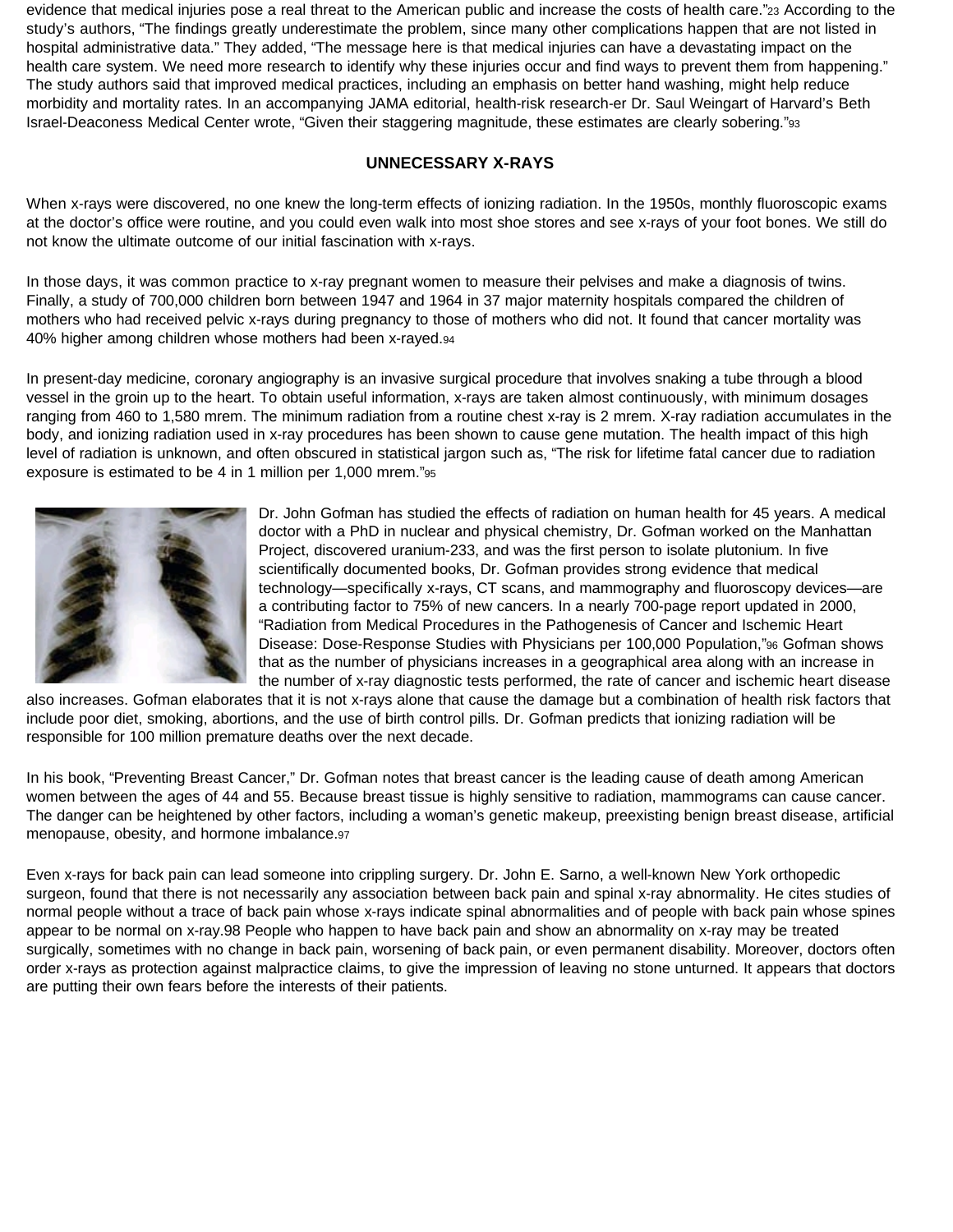evidence that medical injuries pose a real threat to the American public and increase the costs of health care."[23] According to the study's authors, "The findings greatly underestimate the problem, since many other complications happen that are not listed in hospital administrative data." They added, "The message here is that medical injuries can have a devastating impact on the health care system. We need more research to identify why these injuries occur and find ways to prevent them from happening." The study authors said that improved medical practices, including an emphasis on better hand washing, might help reduce morbidity and mortality rates. In an accompanying JAMA editorial, health-risk research-er Dr. Saul Weingart of Harvard's Beth Israel-Deaconess Medical Center wrote, "Given their staggering magnitude, these estimates are clearly sobering."[93]

## UNNECESSARY X-RAYS

When x-rays were discovered, no one knew the long-term effects of ionizing radiation. In the 1950s, monthly fluoroscopic exams at the doctor's office were routine, and you could even walk into most shoe stores and see x-rays of your foot bones. We still do not know the ultimate outcome of our initial fascination with x-rays.

In those days, it was common practice to x-ray pregnant women to measure their pelvises and make a diagnosis of twins. Finally, a study of 700,000 children born between 1947 and 1964 in 37 major maternity hospitals compared the children of mothers who had received pelvic x-rays during pregnancy to those of mothers who did not. It found that cancer mortality was 40% higher among children whose mothers had been x-rayed.[94]

In present-day medicine, coronary angiography is an invasive surgical procedure that involves snaking a tube through a blood vessel in the groin up to the heart. To obtain useful information, x-rays are taken almost continuously, with minimum dosages ranging from 460 to 1,580 mrem. The minimum radiation from a routine chest x-ray is 2 mrem. X-ray radiation accumulates in the body, and ionizing radiation used in x-ray procedures has been shown to cause gene mutation. The health impact of this high level of radiation is unknown, and often obscured in statistical jargon such as, "The risk for lifetime fatal cancer due to radiation exposure is estimated to be 4 in 1 million per 1,000 mrem."[95]

Dr. John Gofman has studied the effects of radiation on human health for 45 years. A medical doctor with a PhD in nuclear and physical chemistry, Dr. Gofman worked on the Manhattan Project, discovered uranium-233, and was the first person to isolate plutonium. In five scientifically documented books, Dr. Gofman provides strong evidence that medical technology—specifically x-rays, CT scans, and mammography and fluoroscopy devices—are a contributing factor to 75% of new cancers. In a nearly 700-page report updated in 2000, "Radiation from Medical Procedures in the Pathogenesis of Cancer and Ischemic Heart Disease: Dose-Response Studies with Physicians per 100,000 Population,"[96] Gofman shows that as the number of physicians increases in a geographical area along with an increase in the number of x-ray diagnostic tests performed, the rate of cancer and ischemic heart disease also increases. Gofman elaborates that it is not x-rays alone that cause the damage but a combination of health risk factors that include poor diet, smoking, abortions, and the use of birth control pills. Dr. Gofman predicts that ionizing radiation will be responsible for 100 million premature deaths over the next decade.

In his book, "Preventing Breast Cancer," Dr. Gofman notes that breast cancer is the leading cause of death among American women between the ages of 44 and 55. Because breast tissue is highly sensitive to radiation, mammograms can cause cancer. The danger can be heightened by other factors, including a woman's genetic makeup, preexisting benign breast disease, artificial menopause, obesity, and hormone imbalance.[97]

Even x-rays for back pain can lead someone into crippling surgery. Dr. John E. Sarno, a well-known New York orthopedic surgeon, found that there is not necessarily any association between back pain and spinal x-ray abnormality. He cites studies of normal people without a trace of back pain whose x-rays indicate spinal abnormalities and of people with back pain whose spines appear to be normal on x-ray.98 People who happen to have back pain and show an abnormality on x-ray may be treated surgically, sometimes with no change in back pain, worsening of back pain, or even permanent disability. Moreover, doctors often order x-rays as protection against malpractice claims, to give the impression of leaving no stone unturned. It appears that doctors are putting their own fears before the interests of their patients.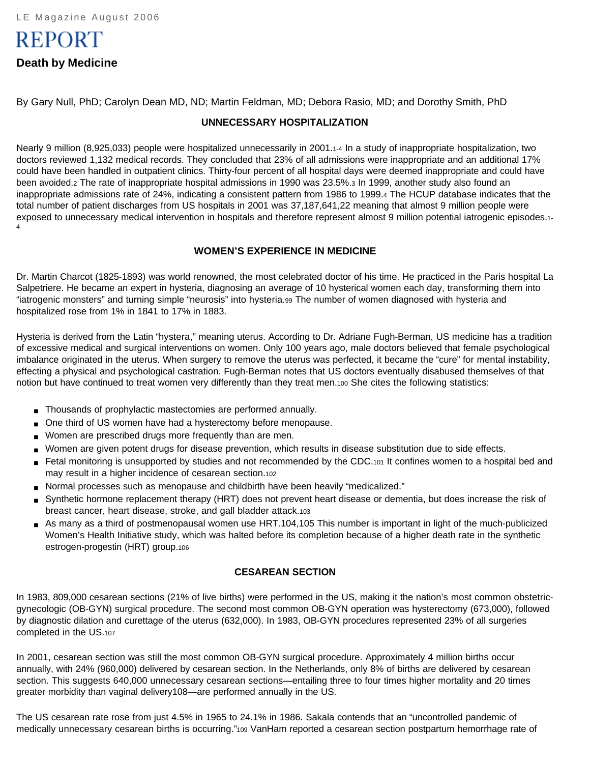LE Magazine August 2006

# REPORT

## Death by Medicine

By Gary Null, PhD; Carolyn Dean MD, ND; Martin Feldman, MD; Debora Rasio, MD; and Dorothy Smith, PhD

### UNNECESSARY HOSPITALIZATION

Nearly 9 million (8,925,033) people were hospitalized unnecessarily in 2001.[1-4] In a study of inappropriate hospitalization, two doctors reviewed 1,132 medical records. They concluded that 23% of all admissions were inappropriate and an additional 17% could have been handled in outpatient clinics. Thirty-four percent of all hospital days were deemed inappropriate and could have been avoided.[2] The rate of inappropriate hospital admissions in 1990 was 23.5%.[3] In 1999, another study also found an inappropriate admissions rate of 24%, indicating a consistent pattern from 1986 to 1999.[4] The HCUP database indicates that the total number of patient discharges from US hospitals in 2001 was 37,187,641,22 meaning that almost 9 million people were exposed to unnecessary medical intervention in hospitals and therefore represent almost 9 million potential iatrogenic episodes.[1-4]

### WOMEN'S EXPERIENCE IN MEDICINE

Dr. Martin Charcot (1825-1893) was world renowned, the most celebrated doctor of his time. He practiced in the Paris hospital La Salpetriere. He became an expert in hysteria, diagnosing an average of 10 hysterical women each day, transforming them into "iatrogenic monsters" and turning simple "neurosis" into hysteria.[99] The number of women diagnosed with hysteria and hospitalized rose from 1% in 1841 to 17% in 1883.

Hysteria is derived from the Latin "hystera," meaning uterus. According to Dr. Adriane Fugh-Berman, US medicine has a tradition of excessive medical and surgical interventions on women. Only 100 years ago, male doctors believed that female psychological imbalance originated in the uterus. When surgery to remove the uterus was perfected, it became the "cure" for mental instability, effecting a physical and psychological castration. Fugh-Berman notes that US doctors eventually disabused themselves of that notion but have continued to treat women very differently than they treat men.[100] She cites the following statistics:

- Thousands of prophylactic mastectomies are performed annually.
- One third of US women have had a hysterectomy before menopause.
- Women are prescribed drugs more frequently than are men.
- Women are given potent drugs for disease prevention, which results in disease substitution due to side effects.
- Fetal monitoring is unsupported by studies and not recommended by the CDC.[101] It confines women to a hospital bed and may result in a higher incidence of cesarean section.[102]
- Normal processes such as menopause and childbirth have been heavily "medicalized."
- Synthetic hormone replacement therapy (HRT) does not prevent heart disease or dementia, but does increase the risk of breast cancer, heart disease, stroke, and gall bladder attack.[103]
- As many as a third of postmenopausal women use HRT.[104,105] This number is important in light of the much-publicized Women's Health Initiative study, which was halted before its completion because of a higher death rate in the synthetic estrogen-progestin (HRT) group.[106]

### CESAREAN SECTION

In 1983, 809,000 cesarean sections (21% of live births) were performed in the US, making it the nation's most common obstetric-gynecologic (OB-GYN) surgical procedure. The second most common OB-GYN operation was hysterectomy (673,000), followed by diagnostic dilation and curettage of the uterus (632,000). In 1983, OB-GYN procedures represented 23% of all surgeries completed in the US.[107]

In 2001, cesarean section was still the most common OB-GYN surgical procedure. Approximately 4 million births occur annually, with 24% (960,000) delivered by cesarean section. In the Netherlands, only 8% of births are delivered by cesarean section. This suggests 640,000 unnecessary cesarean sections—entailing three to four times higher mortality and 20 times greater morbidity than vaginal delivery[108]—are performed annually in the US.

The US cesarean rate rose from just 4.5% in 1965 to 24.1% in 1986. Sakala contends that an "uncontrolled pandemic of medically unnecessary cesarean births is occurring."[109] VanHam reported a cesarean section postpartum hemorrhage rate of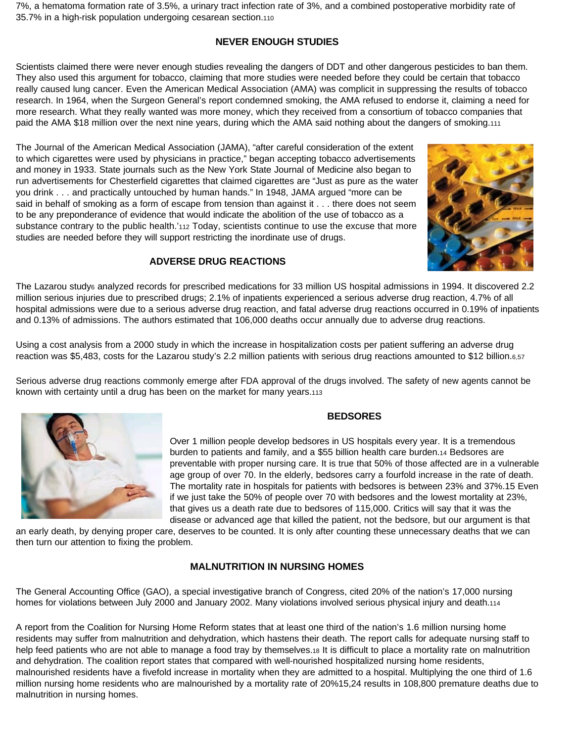7%, a hematoma formation rate of 3.5%, a urinary tract infection rate of 3%, and a combined postoperative morbidity rate of 35.7% in a high-risk population undergoing cesarean section.[110]

## NEVER ENOUGH STUDIES

Scientists claimed there were never enough studies revealing the dangers of DDT and other dangerous pesticides to ban them. They also used this argument for tobacco, claiming that more studies were needed before they could be certain that tobacco really caused lung cancer. Even the American Medical Association (AMA) was complicit in suppressing the results of tobacco research. In 1964, when the Surgeon General's report condemned smoking, the AMA refused to endorse it, claiming a need for more research. What they really wanted was more money, which they received from a consortium of tobacco companies that paid the AMA $18 million over the next nine years, during which the AMA said nothing about the dangers of smoking.[111]

The Journal of the American Medical Association (JAMA), "after careful consideration of the extent to which cigarettes were used by physicians in practice," began accepting tobacco advertisements and money in 1933. State journals such as the New York State Journal of Medicine also began to run advertisements for Chesterfield cigarettes that claimed cigarettes are "Just as pure as the water you drink . . . and practically untouched by human hands." In 1948, JAMA argued "more can be said in behalf of smoking as a form of escape from tension than against it . . . there does not seem to be any preponderance of evidence that would indicate the abolition of the use of tobacco as a substance contrary to the public health.'[112] Today, scientists continue to use the excuse that more studies are needed before they will support restricting the inordinate use of drugs.

## ADVERSE DRUG REACTIONS

The Lazarou study[6] analyzed records for prescribed medications for 33 million US hospital admissions in 1994. It discovered 2.2 million serious injuries due to prescribed drugs; 2.1% of inpatients experienced a serious adverse drug reaction, 4.7% of all hospital admissions were due to a serious adverse drug reaction, and fatal adverse drug reactions occurred in 0.19% of inpatients and 0.13% of admissions. The authors estimated that 106,000 deaths occur annually due to adverse drug reactions.

Using a cost analysis from a 2000 study in which the increase in hospitalization costs per patient suffering an adverse drug reaction was $5,483, costs for the Lazarou study's 2.2 million patients with serious drug reactions amounted to $12 billion.[6,57]

Serious adverse drug reactions commonly emerge after FDA approval of the drugs involved. The safety of new agents cannot be known with certainty until a drug has been on the market for many years.[113]

## BEDSORES

Over 1 million people develop bedsores in US hospitals every year. It is a tremendous burden to patients and family, and a $55 billion health care burden.[14] Bedsores are preventable with proper nursing care. It is true that 50% of those affected are in a vulnerable age group of over 70. In the elderly, bedsores carry a fourfold increase in the rate of death. The mortality rate in hospitals for patients with bedsores is between 23% and 37%.[15] Even if we just take the 50% of people over 70 with bedsores and the lowest mortality at 23%, that gives us a death rate due to bedsores of 115,000. Critics will say that it was the disease or advanced age that killed the patient, not the bedsore, but our argument is that an early death, by denying proper care, deserves to be counted. It is only after counting these unnecessary deaths that we can then turn our attention to fixing the problem.

## MALNUTRITION IN NURSING HOMES

The General Accounting Office (GAO), a special investigative branch of Congress, cited 20% of the nation's 17,000 nursing homes for violations between July 2000 and January 2002. Many violations involved serious physical injury and death.[114]

A report from the Coalition for Nursing Home Reform states that at least one third of the nation's 1.6 million nursing home residents may suffer from malnutrition and dehydration, which hastens their death. The report calls for adequate nursing staff to help feed patients who are not able to manage a food tray by themselves.[18] It is difficult to place a mortality rate on malnutrition and dehydration. The coalition report states that compared with well-nourished hospitalized nursing home residents, malnourished residents have a fivefold increase in mortality when they are admitted to a hospital. Multiplying the one third of 1.6 million nursing home residents who are malnourished by a mortality rate of 20%[15,24] results in 108,800 premature deaths due to malnutrition in nursing homes.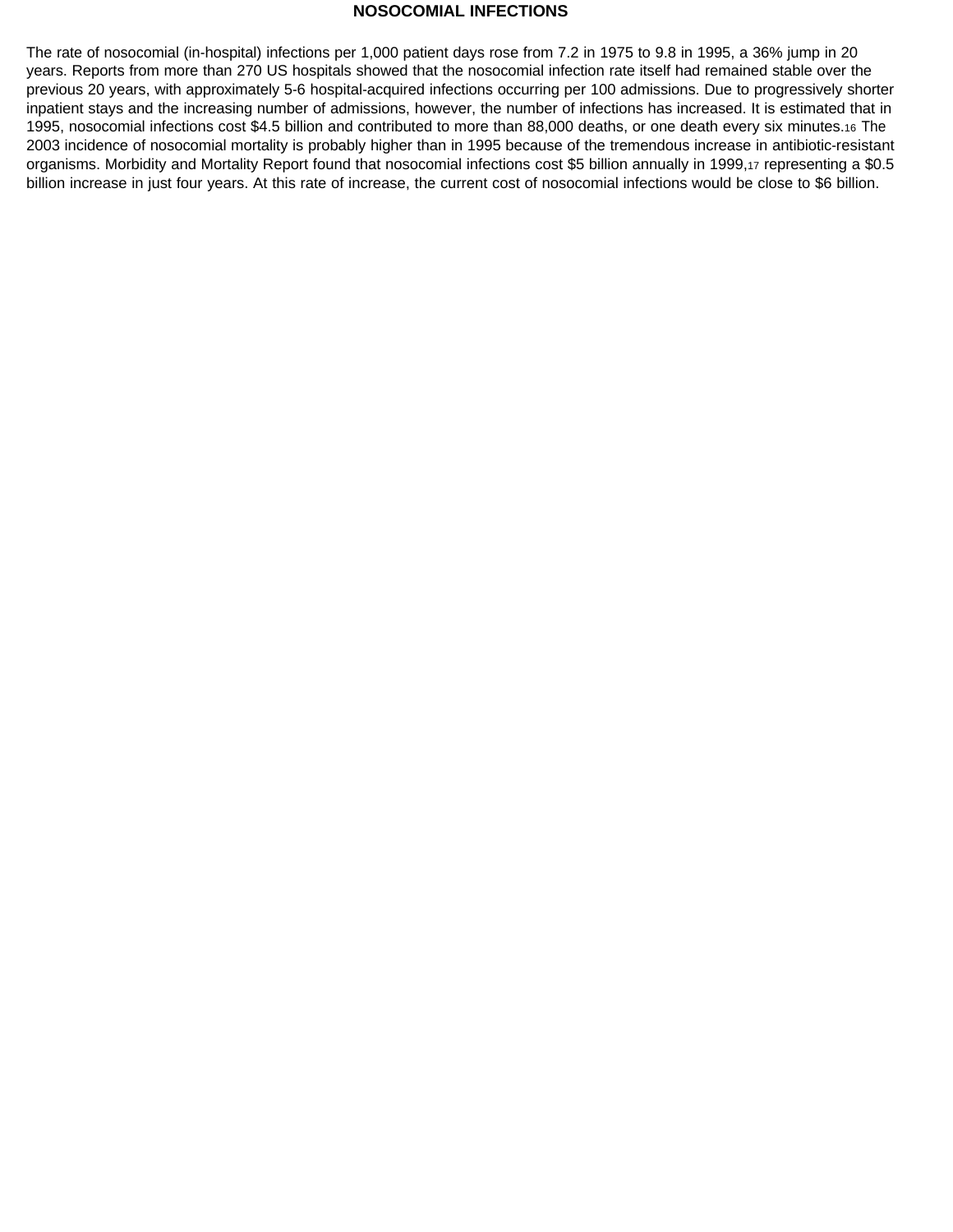## NOSOCOMIAL INFECTIONS

The rate of nosocomial (in-hospital) infections per 1,000 patient days rose from 7.2 in 1975 to 9.8 in 1995, a 36% jump in 20 years. Reports from more than 270 US hospitals showed that the nosocomial infection rate itself had remained stable over the previous 20 years, with approximately 5-6 hospital-acquired infections occurring per 100 admissions. Due to progressively shorter inpatient stays and the increasing number of admissions, however, the number of infections has increased. It is estimated that in 1995, nosocomial infections cost $4.5 billion and contributed to more than 88,000 deaths, or one death every six minutes.[16] The 2003 incidence of nosocomial mortality is probably higher than in 1995 because of the tremendous increase in antibiotic-resistant organisms. Morbidity and Mortality Report found that nosocomial infections cost $5 billion annually in 1999,[17] representing a $0.5 billion increase in just four years. At this rate of increase, the current cost of nosocomial infections would be close to $6 billion.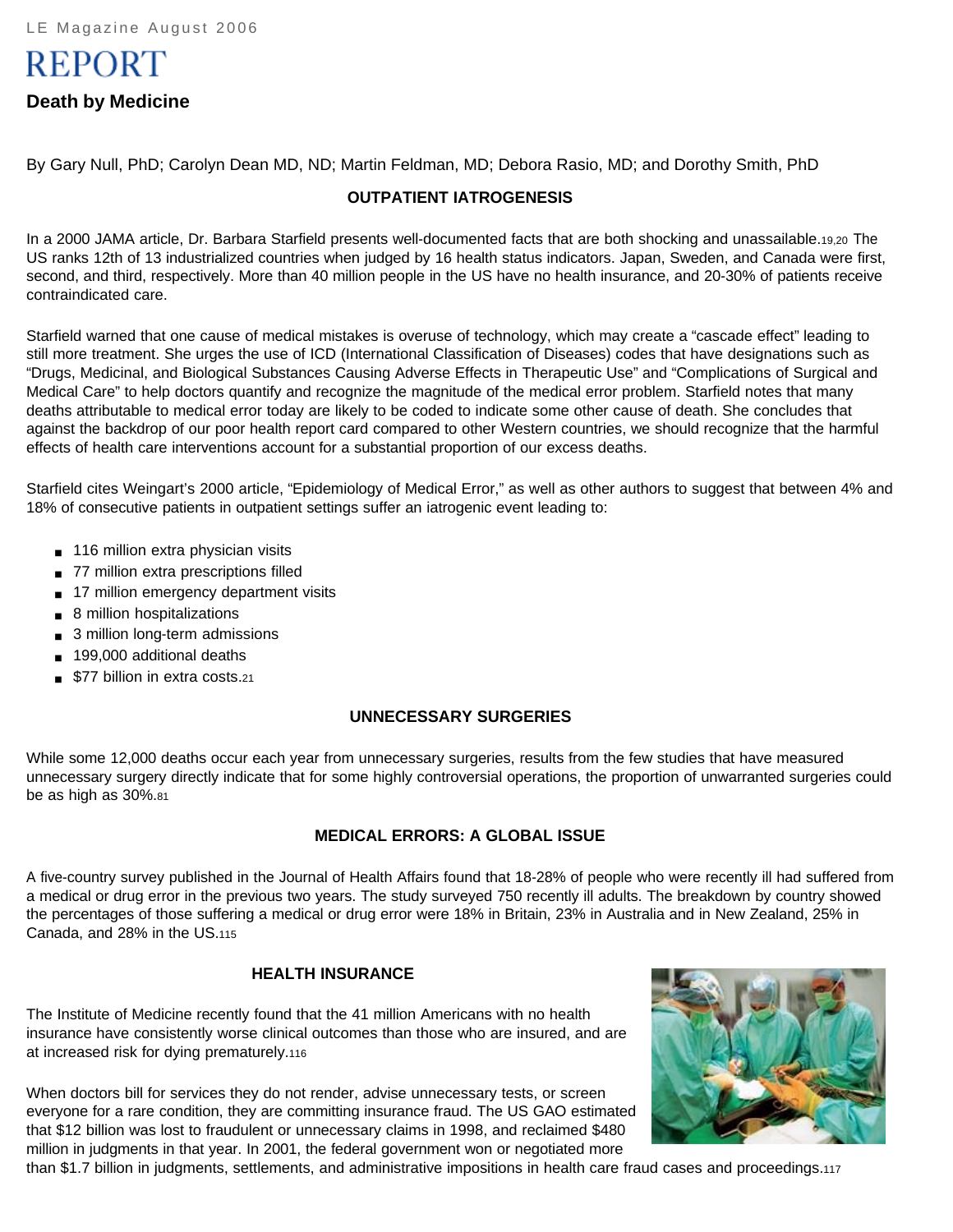LE Magazine August 2006

# REPORT

## Death by Medicine

By Gary Null, PhD; Carolyn Dean MD, ND; Martin Feldman, MD; Debora Rasio, MD; and Dorothy Smith, PhD

### OUTPATIENT IATROGENESIS

In a 2000 JAMA article, Dr. Barbara Starfield presents well-documented facts that are both shocking and unassailable.[19,20] The US ranks 12th of 13 industrialized countries when judged by 16 health status indicators. Japan, Sweden, and Canada were first, second, and third, respectively. More than 40 million people in the US have no health insurance, and 20-30% of patients receive contraindicated care.

Starfield warned that one cause of medical mistakes is overuse of technology, which may create a "cascade effect" leading to still more treatment. She urges the use of ICD (International Classification of Diseases) codes that have designations such as "Drugs, Medicinal, and Biological Substances Causing Adverse Effects in Therapeutic Use" and "Complications of Surgical and Medical Care" to help doctors quantify and recognize the magnitude of the medical error problem. Starfield notes that many deaths attributable to medical error today are likely to be coded to indicate some other cause of death. She concludes that against the backdrop of our poor health report card compared to other Western countries, we should recognize that the harmful effects of health care interventions account for a substantial proportion of our excess deaths.

Starfield cites Weingart's 2000 article, "Epidemiology of Medical Error," as well as other authors to suggest that between 4% and 18% of consecutive patients in outpatient settings suffer an iatrogenic event leading to:

- 116 million extra physician visits
- 77 million extra prescriptions filled
- 17 million emergency department visits
- 8 million hospitalizations
- 3 million long-term admissions
- 199,000 additional deaths
- $77 billion in extra costs.[21]

### UNNECESSARY SURGERIES

While some 12,000 deaths occur each year from unnecessary surgeries, results from the few studies that have measured unnecessary surgery directly indicate that for some highly controversial operations, the proportion of unwarranted surgeries could be as high as 30%.[81]

### MEDICAL ERRORS: A GLOBAL ISSUE

A five-country survey published in the Journal of Health Affairs found that 18-28% of people who were recently ill had suffered from a medical or drug error in the previous two years. The study surveyed 750 recently ill adults. The breakdown by country showed the percentages of those suffering a medical or drug error were 18% in Britain, 23% in Australia and in New Zealand, 25% in Canada, and 28% in the US.[115]

### HEALTH INSURANCE

The Institute of Medicine recently found that the 41 million Americans with no health insurance have consistently worse clinical outcomes than those who are insured, and are at increased risk for dying prematurely.[116]

When doctors bill for services they do not render, advise unnecessary tests, or screen everyone for a rare condition, they are committing insurance fraud. The US GAO estimated that $12 billion was lost to fraudulent or unnecessary claims in 1998, and reclaimed $480 million in judgments in that year. In 2001, the federal government won or negotiated more than $1.7 billion in judgments, settlements, and administrative impositions in health care fraud cases and proceedings.[117]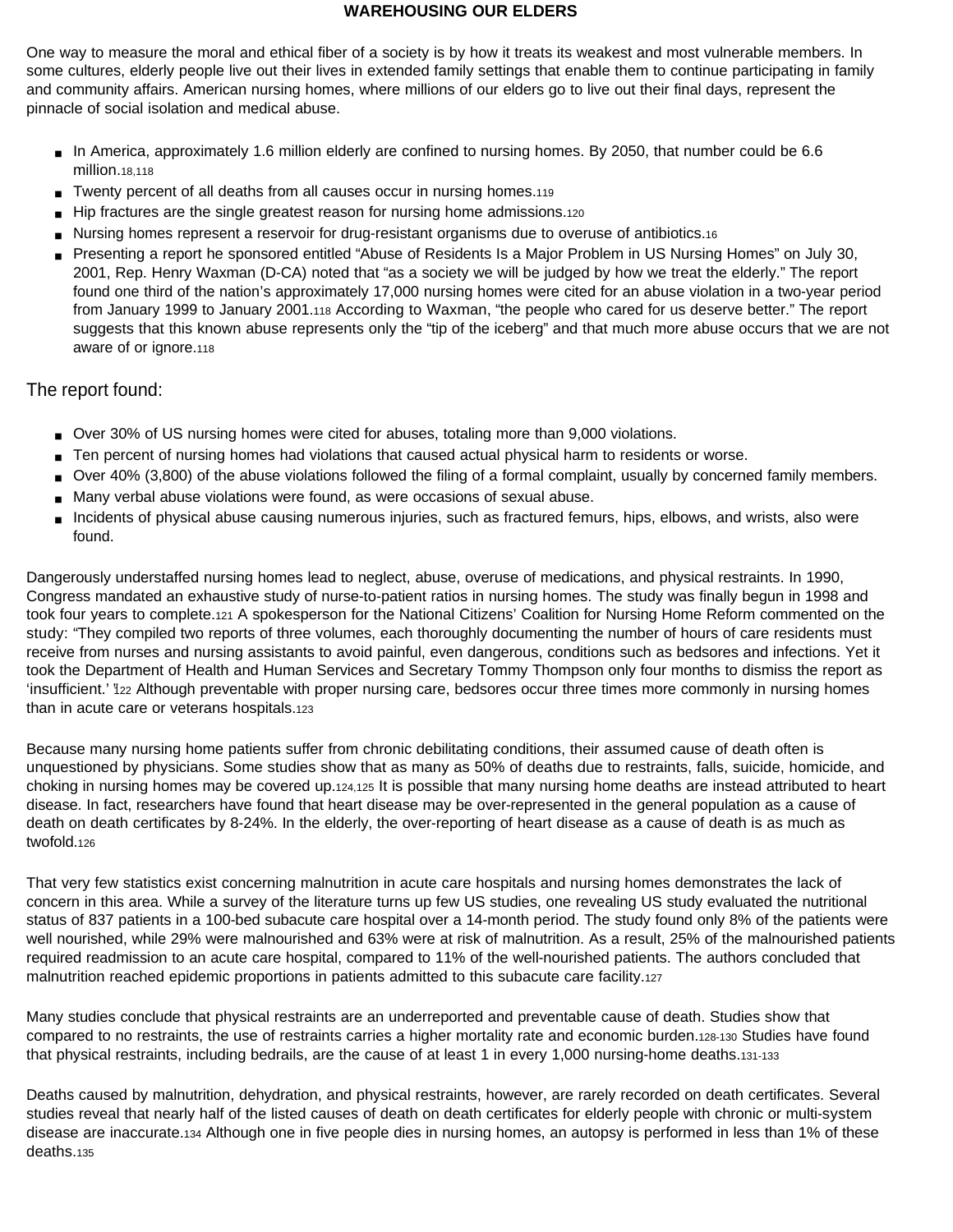## WAREHOUSING OUR ELDERS

One way to measure the moral and ethical fiber of a society is by how it treats its weakest and most vulnerable members. In some cultures, elderly people live out their lives in extended family settings that enable them to continue participating in family and community affairs. American nursing homes, where millions of our elders go to live out their final days, represent the pinnacle of social isolation and medical abuse.

- In America, approximately 1.6 million elderly are confined to nursing homes. By 2050, that number could be 6.6 million.[18,118]
- Twenty percent of all deaths from all causes occur in nursing homes.[119]
- Hip fractures are the single greatest reason for nursing home admissions.[120]
- Nursing homes represent a reservoir for drug-resistant organisms due to overuse of antibiotics.[16]
- Presenting a report he sponsored entitled "Abuse of Residents Is a Major Problem in US Nursing Homes" on July 30, 2001, Rep. Henry Waxman (D-CA) noted that "as a society we will be judged by how we treat the elderly." The report found one third of the nation's approximately 17,000 nursing homes were cited for an abuse violation in a two-year period from January 1999 to January 2001.[118] According to Waxman, "the people who cared for us deserve better." The report suggests that this known abuse represents only the "tip of the iceberg" and that much more abuse occurs that we are not aware of or ignore.[118]

The report found:

- Over 30% of US nursing homes were cited for abuses, totaling more than 9,000 violations.
- Ten percent of nursing homes had violations that caused actual physical harm to residents or worse.
- Over 40% (3,800) of the abuse violations followed the filing of a formal complaint, usually by concerned family members.
- Many verbal abuse violations were found, as were occasions of sexual abuse.
- Incidents of physical abuse causing numerous injuries, such as fractured femurs, hips, elbows, and wrists, also were found.

Dangerously understaffed nursing homes lead to neglect, abuse, overuse of medications, and physical restraints. In 1990, Congress mandated an exhaustive study of nurse-to-patient ratios in nursing homes. The study was finally begun in 1998 and took four years to complete.[121] A spokesperson for the National Citizens' Coalition for Nursing Home Reform commented on the study: "They compiled two reports of three volumes, each thoroughly documenting the number of hours of care residents must receive from nurses and nursing assistants to avoid painful, even dangerous, conditions such as bedsores and infections. Yet it took the Department of Health and Human Services and Secretary Tommy Thompson only four months to dismiss the report as 'insufficient.'"[122] Although preventable with proper nursing care, bedsores occur three times more commonly in nursing homes than in acute care or veterans hospitals.[123]

Because many nursing home patients suffer from chronic debilitating conditions, their assumed cause of death often is unquestioned by physicians. Some studies show that as many as 50% of deaths due to restraints, falls, suicide, homicide, and choking in nursing homes may be covered up.[124,125] It is possible that many nursing home deaths are instead attributed to heart disease. In fact, researchers have found that heart disease may be over-represented in the general population as a cause of death on death certificates by 8-24%. In the elderly, the over-reporting of heart disease as a cause of death is as much as twofold.[126]

That very few statistics exist concerning malnutrition in acute care hospitals and nursing homes demonstrates the lack of concern in this area. While a survey of the literature turns up few US studies, one revealing US study evaluated the nutritional status of 837 patients in a 100-bed subacute care hospital over a 14-month period. The study found only 8% of the patients were well nourished, while 29% were malnourished and 63% were at risk of malnutrition. As a result, 25% of the malnourished patients required readmission to an acute care hospital, compared to 11% of the well-nourished patients. The authors concluded that malnutrition reached epidemic proportions in patients admitted to this subacute care facility.[127]

Many studies conclude that physical restraints are an underreported and preventable cause of death. Studies show that compared to no restraints, the use of restraints carries a higher mortality rate and economic burden.[128-130] Studies have found that physical restraints, including bedrails, are the cause of at least 1 in every 1,000 nursing-home deaths.[131-133]

Deaths caused by malnutrition, dehydration, and physical restraints, however, are rarely recorded on death certificates. Several studies reveal that nearly half of the listed causes of death on death certificates for elderly people with chronic or multi-system disease are inaccurate.[134] Although one in five people dies in nursing homes, an autopsy is performed in less than 1% of these deaths.[135]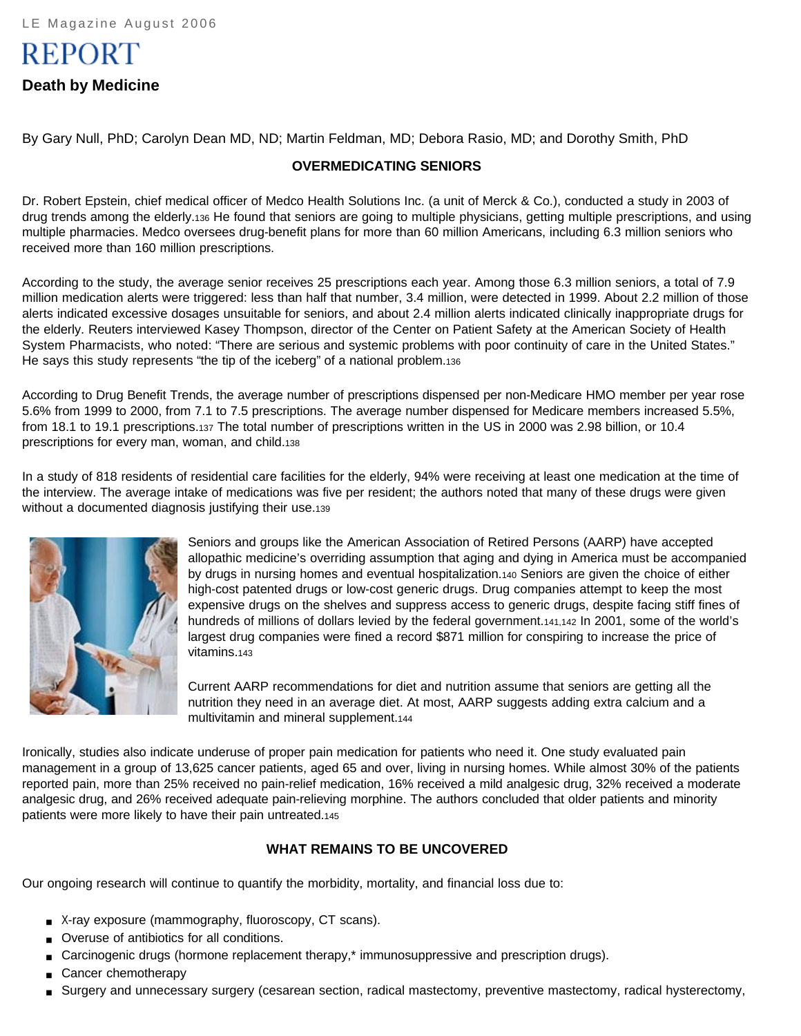LE Magazine August 2006

# REPORT

## Death by Medicine

By Gary Null, PhD; Carolyn Dean MD, ND; Martin Feldman, MD; Debora Rasio, MD; and Dorothy Smith, PhD

### OVERMEDICATING SENIORS

Dr. Robert Epstein, chief medical officer of Medco Health Solutions Inc. (a unit of Merck & Co.), conducted a study in 2003 of drug trends among the elderly.[136] He found that seniors are going to multiple physicians, getting multiple prescriptions, and using multiple pharmacies. Medco oversees drug-benefit plans for more than 60 million Americans, including 6.3 million seniors who received more than 160 million prescriptions.

According to the study, the average senior receives 25 prescriptions each year. Among those 6.3 million seniors, a total of 7.9 million medication alerts were triggered: less than half that number, 3.4 million, were detected in 1999. About 2.2 million of those alerts indicated excessive dosages unsuitable for seniors, and about 2.4 million alerts indicated clinically inappropriate drugs for the elderly. Reuters interviewed Kasey Thompson, director of the Center on Patient Safety at the American Society of Health System Pharmacists, who noted: "There are serious and systemic problems with poor continuity of care in the United States." He says this study represents "the tip of the iceberg" of a national problem.[136]

According to Drug Benefit Trends, the average number of prescriptions dispensed per non-Medicare HMO member per year rose 5.6% from 1999 to 2000, from 7.1 to 7.5 prescriptions. The average number dispensed for Medicare members increased 5.5%, from 18.1 to 19.1 prescriptions.[137] The total number of prescriptions written in the US in 2000 was 2.98 billion, or 10.4 prescriptions for every man, woman, and child.[138]

In a study of 818 residents of residential care facilities for the elderly, 94% were receiving at least one medication at the time of the interview. The average intake of medications was five per resident; the authors noted that many of these drugs were given without a documented diagnosis justifying their use.[139]

Seniors and groups like the American Association of Retired Persons (AARP) have accepted allopathic medicine's overriding assumption that aging and dying in America must be accompanied by drugs in nursing homes and eventual hospitalization.[140] Seniors are given the choice of either high-cost patented drugs or low-cost generic drugs. Drug companies attempt to keep the most expensive drugs on the shelves and suppress access to generic drugs, despite facing stiff fines of hundreds of millions of dollars levied by the federal government.[141,142] In 2001, some of the world's largest drug companies were fined a record $871 million for conspiring to increase the price of vitamins.[143]

Current AARP recommendations for diet and nutrition assume that seniors are getting all the nutrition they need in an average diet. At most, AARP suggests adding extra calcium and a multivitamin and mineral supplement.[144]

Ironically, studies also indicate underuse of proper pain medication for patients who need it. One study evaluated pain management in a group of 13,625 cancer patients, aged 65 and over, living in nursing homes. While almost 30% of the patients reported pain, more than 25% received no pain-relief medication, 16% received a mild analgesic drug, 32% received a moderate analgesic drug, and 26% received adequate pain-relieving morphine. The authors concluded that older patients and minority patients were more likely to have their pain untreated.[145]

### WHAT REMAINS TO BE UNCOVERED

Our ongoing research will continue to quantify the morbidity, mortality, and financial loss due to:

- X-ray exposure (mammography, fluoroscopy, CT scans).
- Overuse of antibiotics for all conditions.
- Carcinogenic drugs (hormone replacement therapy,* immunosuppressive and prescription drugs).
- Cancer chemotherapy
- Surgery and unnecessary surgery (cesarean section, radical mastectomy, preventive mastectomy, radical hysterectomy,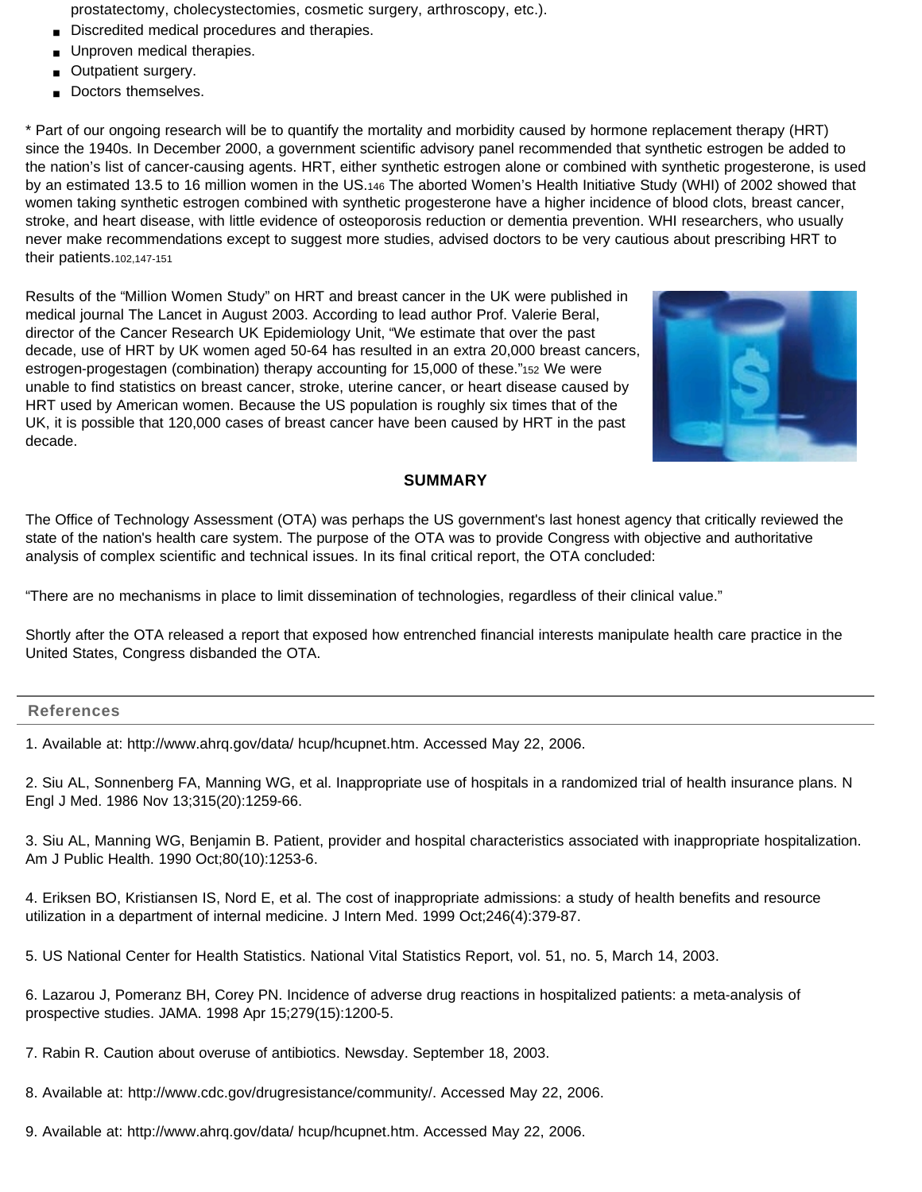prostatectomy, cholecystectomies, cosmetic surgery, arthroscopy, etc.).

- Discredited medical procedures and therapies.
- Unproven medical therapies.
- Outpatient surgery.
- Doctors themselves.

* Part of our ongoing research will be to quantify the mortality and morbidity caused by hormone replacement therapy (HRT) since the 1940s. In December 2000, a government scientific advisory panel recommended that synthetic estrogen be added to the nation's list of cancer-causing agents. HRT, either synthetic estrogen alone or combined with synthetic progesterone, is used by an estimated 13.5 to 16 million women in the US.[146] The aborted Women's Health Initiative Study (WHI) of 2002 showed that women taking synthetic estrogen combined with synthetic progesterone have a higher incidence of blood clots, breast cancer, stroke, and heart disease, with little evidence of osteoporosis reduction or dementia prevention. WHI researchers, who usually never make recommendations except to suggest more studies, advised doctors to be very cautious about prescribing HRT to their patients.[102,147-151]

Results of the "Million Women Study" on HRT and breast cancer in the UK were published in medical journal The Lancet in August 2003. According to lead author Prof. Valerie Beral, director of the Cancer Research UK Epidemiology Unit, "We estimate that over the past decade, use of HRT by UK women aged 50-64 has resulted in an extra 20,000 breast cancers, estrogen-progestagen (combination) therapy accounting for 15,000 of these."[152] We were unable to find statistics on breast cancer, stroke, uterine cancer, or heart disease caused by HRT used by American women. Because the US population is roughly six times that of the UK, it is possible that 120,000 cases of breast cancer have been caused by HRT in the past decade.

## SUMMARY

The Office of Technology Assessment (OTA) was perhaps the US government's last honest agency that critically reviewed the state of the nation's health care system. The purpose of the OTA was to provide Congress with objective and authoritative analysis of complex scientific and technical issues. In its final critical report, the OTA concluded:

"There are no mechanisms in place to limit dissemination of technologies, regardless of their clinical value."

Shortly after the OTA released a report that exposed how entrenched financial interests manipulate health care practice in the United States, Congress disbanded the OTA.

## References

1. Available at: http://www.ahrq.gov/data/ hcup/hcupnet.htm. Accessed May 22, 2006.

2. Siu AL, Sonnenberg FA, Manning WG, et al. Inappropriate use of hospitals in a randomized trial of health insurance plans. N Engl J Med. 1986 Nov 13;315(20):1259-66.

3. Siu AL, Manning WG, Benjamin B. Patient, provider and hospital characteristics associated with inappropriate hospitalization. Am J Public Health. 1990 Oct;80(10):1253-6.

4. Eriksen BO, Kristiansen IS, Nord E, et al. The cost of inappropriate admissions: a study of health benefits and resource utilization in a department of internal medicine. J Intern Med. 1999 Oct;246(4):379-87.

5. US National Center for Health Statistics. National Vital Statistics Report, vol. 51, no. 5, March 14, 2003.

6. Lazarou J, Pomeranz BH, Corey PN. Incidence of adverse drug reactions in hospitalized patients: a meta-analysis of prospective studies. JAMA. 1998 Apr 15;279(15):1200-5.

7. Rabin R. Caution about overuse of antibiotics. Newsday. September 18, 2003.

8. Available at: http://www.cdc.gov/drugresistance/community/. Accessed May 22, 2006.

9. Available at: http://www.ahrq.gov/data/ hcup/hcupnet.htm. Accessed May 22, 2006.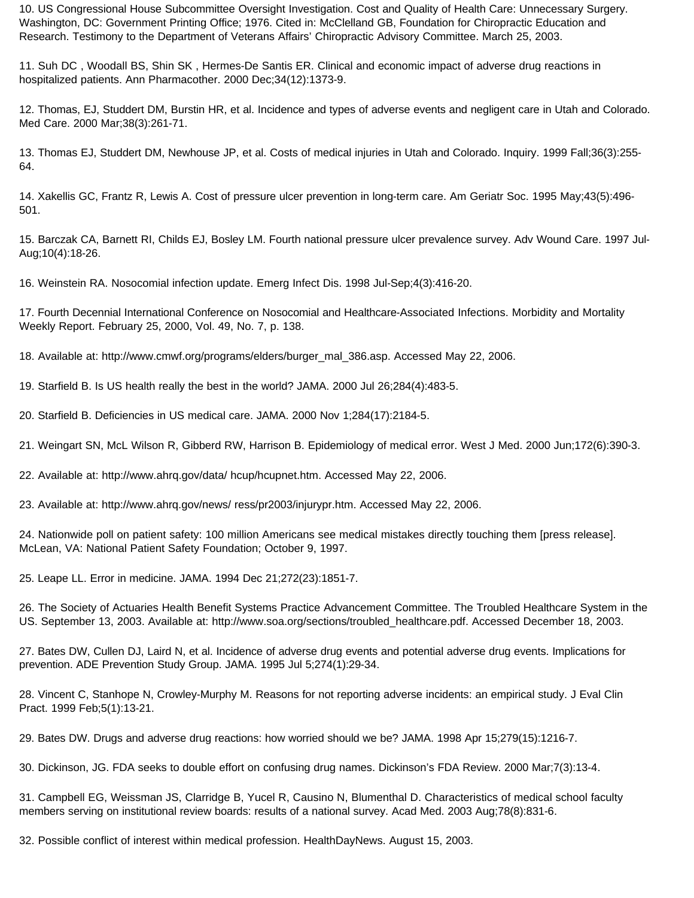10. US Congressional House Subcommittee Oversight Investigation. Cost and Quality of Health Care: Unnecessary Surgery. Washington, DC: Government Printing Office; 1976. Cited in: McClelland GB, Foundation for Chiropractic Education and Research. Testimony to the Department of Veterans Affairs' Chiropractic Advisory Committee. March 25, 2003.

11. Suh DC , Woodall BS, Shin SK , Hermes-De Santis ER. Clinical and economic impact of adverse drug reactions in hospitalized patients. Ann Pharmacother. 2000 Dec;34(12):1373-9.

12. Thomas, EJ, Studdert DM, Burstin HR, et al. Incidence and types of adverse events and negligent care in Utah and Colorado. Med Care. 2000 Mar;38(3):261-71.

13. Thomas EJ, Studdert DM, Newhouse JP, et al. Costs of medical injuries in Utah and Colorado. Inquiry. 1999 Fall;36(3):255-64.

14. Xakellis GC, Frantz R, Lewis A. Cost of pressure ulcer prevention in long-term care. Am Geriatr Soc. 1995 May;43(5):496-501.

15. Barczak CA, Barnett RI, Childs EJ, Bosley LM. Fourth national pressure ulcer prevalence survey. Adv Wound Care. 1997 Jul-Aug;10(4):18-26.

16. Weinstein RA. Nosocomial infection update. Emerg Infect Dis. 1998 Jul-Sep;4(3):416-20.

17. Fourth Decennial International Conference on Nosocomial and Healthcare-Associated Infections. Morbidity and Mortality Weekly Report. February 25, 2000, Vol. 49, No. 7, p. 138.

18. Available at: http://www.cmwf.org/programs/elders/burger_mal_386.asp. Accessed May 22, 2006.

19. Starfield B. Is US health really the best in the world? JAMA. 2000 Jul 26;284(4):483-5.

20. Starfield B. Deficiencies in US medical care. JAMA. 2000 Nov 1;284(17):2184-5.

21. Weingart SN, McL Wilson R, Gibberd RW, Harrison B. Epidemiology of medical error. West J Med. 2000 Jun;172(6):390-3.

22. Available at: http://www.ahrq.gov/data/ hcup/hcupnet.htm. Accessed May 22, 2006.

23. Available at: http://www.ahrq.gov/news/ ress/pr2003/injurypr.htm. Accessed May 22, 2006.

24. Nationwide poll on patient safety: 100 million Americans see medical mistakes directly touching them [press release]. McLean, VA: National Patient Safety Foundation; October 9, 1997.

25. Leape LL. Error in medicine. JAMA. 1994 Dec 21;272(23):1851-7.

26. The Society of Actuaries Health Benefit Systems Practice Advancement Committee. The Troubled Healthcare System in the US. September 13, 2003. Available at: http://www.soa.org/sections/troubled_healthcare.pdf. Accessed December 18, 2003.

27. Bates DW, Cullen DJ, Laird N, et al. Incidence of adverse drug events and potential adverse drug events. Implications for prevention. ADE Prevention Study Group. JAMA. 1995 Jul 5;274(1):29-34.

28. Vincent C, Stanhope N, Crowley-Murphy M. Reasons for not reporting adverse incidents: an empirical study. J Eval Clin Pract. 1999 Feb;5(1):13-21.

29. Bates DW. Drugs and adverse drug reactions: how worried should we be? JAMA. 1998 Apr 15;279(15):1216-7.

30. Dickinson, JG. FDA seeks to double effort on confusing drug names. Dickinson's FDA Review. 2000 Mar;7(3):13-4.

31. Campbell EG, Weissman JS, Clarridge B, Yucel R, Causino N, Blumenthal D. Characteristics of medical school faculty members serving on institutional review boards: results of a national survey. Acad Med. 2003 Aug;78(8):831-6.

32. Possible conflict of interest within medical profession. HealthDayNews. August 15, 2003.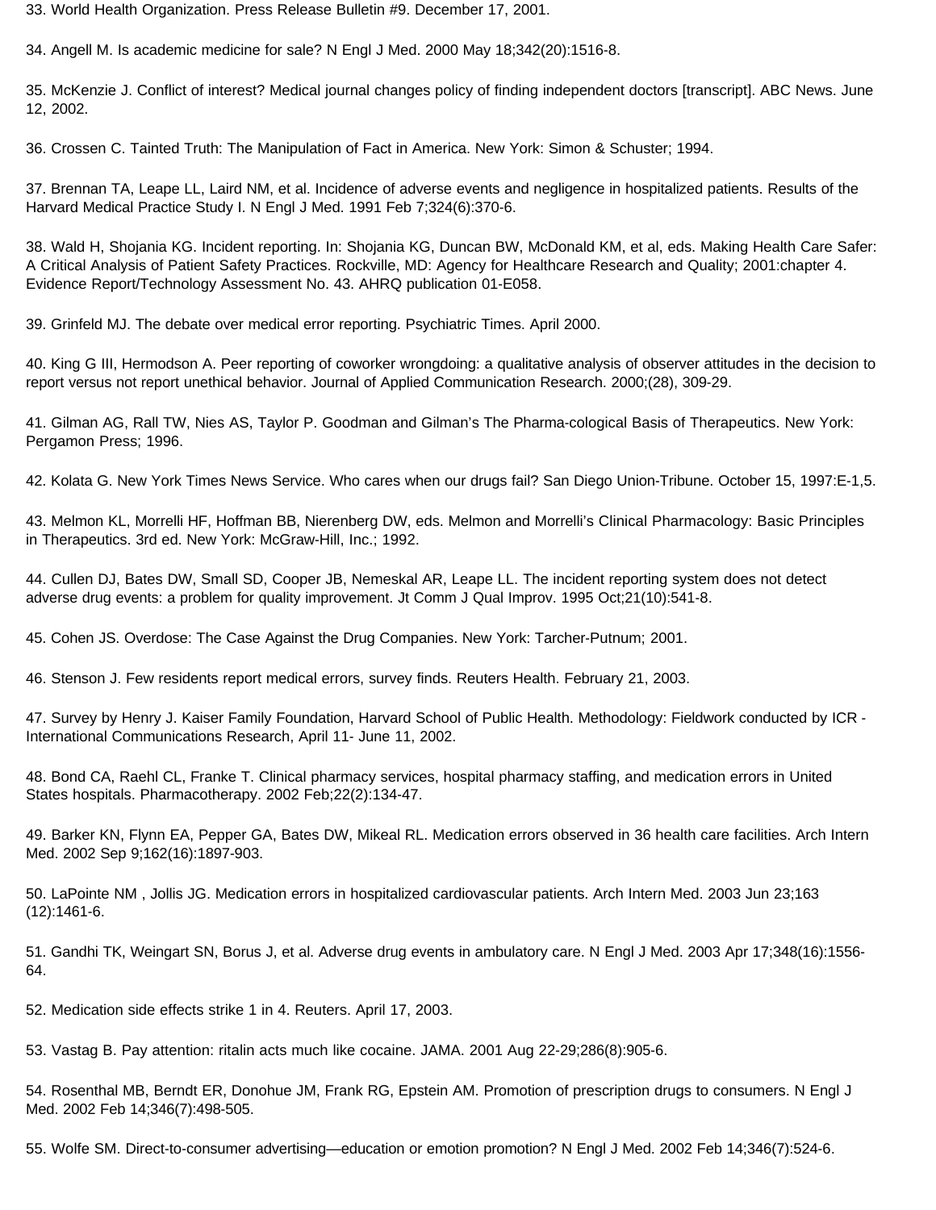33. World Health Organization. Press Release Bulletin #9. December 17, 2001.

34. Angell M. Is academic medicine for sale? N Engl J Med. 2000 May 18;342(20):1516-8.

35. McKenzie J. Conflict of interest? Medical journal changes policy of finding independent doctors [transcript]. ABC News. June 12, 2002.

36. Crossen C. Tainted Truth: The Manipulation of Fact in America. New York: Simon & Schuster; 1994.

37. Brennan TA, Leape LL, Laird NM, et al. Incidence of adverse events and negligence in hospitalized patients. Results of the Harvard Medical Practice Study I. N Engl J Med. 1991 Feb 7;324(6):370-6.

38. Wald H, Shojania KG. Incident reporting. In: Shojania KG, Duncan BW, McDonald KM, et al, eds. Making Health Care Safer: A Critical Analysis of Patient Safety Practices. Rockville, MD: Agency for Healthcare Research and Quality; 2001:chapter 4. Evidence Report/Technology Assessment No. 43. AHRQ publication 01-E058.

39. Grinfeld MJ. The debate over medical error reporting. Psychiatric Times. April 2000.

40. King G III, Hermodson A. Peer reporting of coworker wrongdoing: a qualitative analysis of observer attitudes in the decision to report versus not report unethical behavior. Journal of Applied Communication Research. 2000;(28), 309-29.

41. Gilman AG, Rall TW, Nies AS, Taylor P. Goodman and Gilman's The Pharma-cological Basis of Therapeutics. New York: Pergamon Press; 1996.

42. Kolata G. New York Times News Service. Who cares when our drugs fail? San Diego Union-Tribune. October 15, 1997:E-1,5.

43. Melmon KL, Morrelli HF, Hoffman BB, Nierenberg DW, eds. Melmon and Morrelli's Clinical Pharmacology: Basic Principles in Therapeutics. 3rd ed. New York: McGraw-Hill, Inc.; 1992.

44. Cullen DJ, Bates DW, Small SD, Cooper JB, Nemeskal AR, Leape LL. The incident reporting system does not detect adverse drug events: a problem for quality improvement. Jt Comm J Qual Improv. 1995 Oct;21(10):541-8.

45. Cohen JS. Overdose: The Case Against the Drug Companies. New York: Tarcher-Putnum; 2001.

46. Stenson J. Few residents report medical errors, survey finds. Reuters Health. February 21, 2003.

47. Survey by Henry J. Kaiser Family Foundation, Harvard School of Public Health. Methodology: Fieldwork conducted by ICR - International Communications Research, April 11- June 11, 2002.

48. Bond CA, Raehl CL, Franke T. Clinical pharmacy services, hospital pharmacy staffing, and medication errors in United States hospitals. Pharmacotherapy. 2002 Feb;22(2):134-47.

49. Barker KN, Flynn EA, Pepper GA, Bates DW, Mikeal RL. Medication errors observed in 36 health care facilities. Arch Intern Med. 2002 Sep 9;162(16):1897-903.

50. LaPointe NM , Jollis JG. Medication errors in hospitalized cardiovascular patients. Arch Intern Med. 2003 Jun 23;163 (12):1461-6.

51. Gandhi TK, Weingart SN, Borus J, et al. Adverse drug events in ambulatory care. N Engl J Med. 2003 Apr 17;348(16):1556-64.

52. Medication side effects strike 1 in 4. Reuters. April 17, 2003.

53. Vastag B. Pay attention: ritalin acts much like cocaine. JAMA. 2001 Aug 22-29;286(8):905-6.

54. Rosenthal MB, Berndt ER, Donohue JM, Frank RG, Epstein AM. Promotion of prescription drugs to consumers. N Engl J Med. 2002 Feb 14;346(7):498-505.

55. Wolfe SM. Direct-to-consumer advertising—education or emotion promotion? N Engl J Med. 2002 Feb 14;346(7):524-6.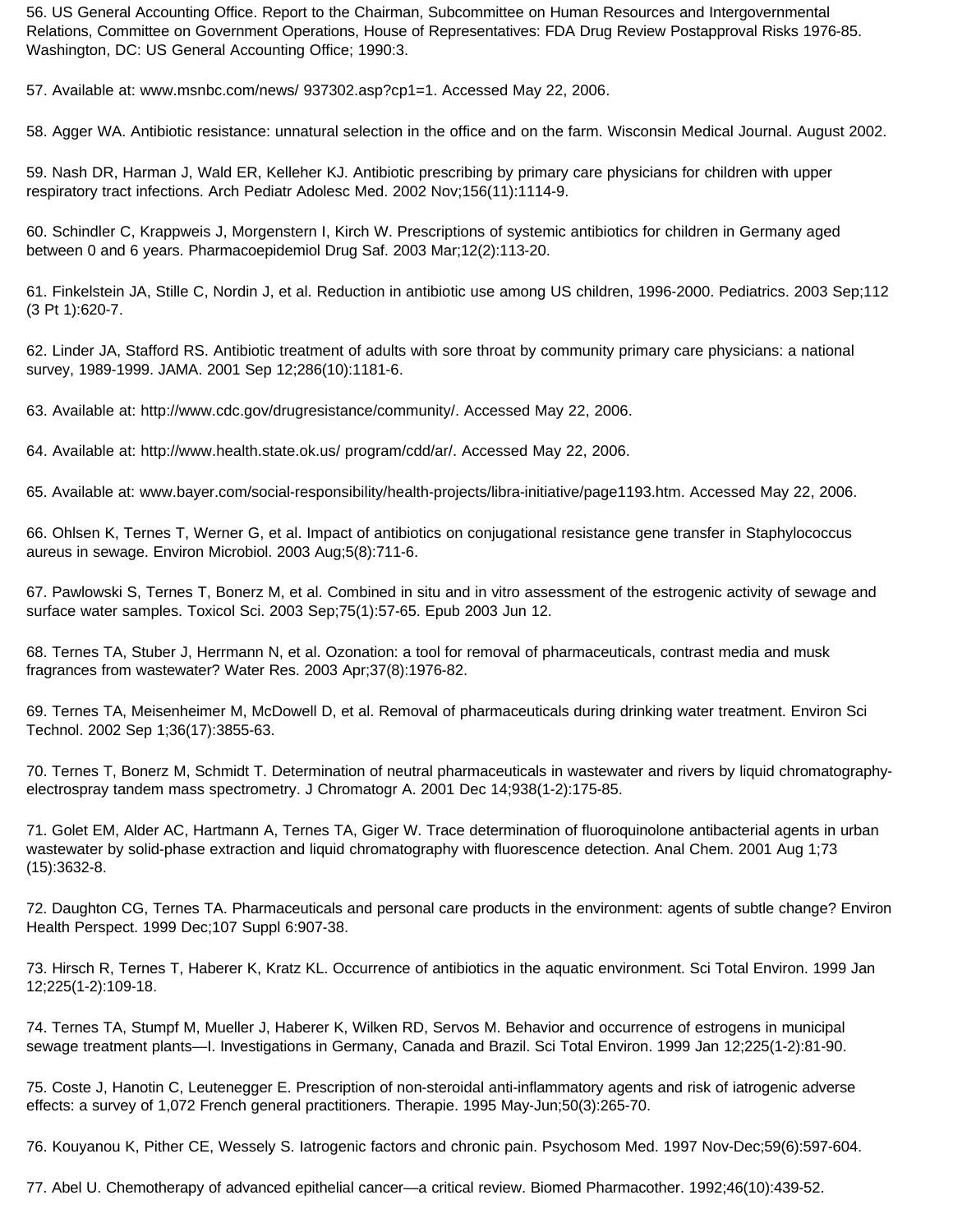56. US General Accounting Office. Report to the Chairman, Subcommittee on Human Resources and Intergovernmental Relations, Committee on Government Operations, House of Representatives: FDA Drug Review Postapproval Risks 1976-85. Washington, DC: US General Accounting Office; 1990:3.

57. Available at: www.msnbc.com/news/ 937302.asp?cp1=1. Accessed May 22, 2006.

58. Agger WA. Antibiotic resistance: unnatural selection in the office and on the farm. Wisconsin Medical Journal. August 2002.

59. Nash DR, Harman J, Wald ER, Kelleher KJ. Antibiotic prescribing by primary care physicians for children with upper respiratory tract infections. Arch Pediatr Adolesc Med. 2002 Nov;156(11):1114-9.

60. Schindler C, Krappweis J, Morgenstern I, Kirch W. Prescriptions of systemic antibiotics for children in Germany aged between 0 and 6 years. Pharmacoepidemiol Drug Saf. 2003 Mar;12(2):113-20.

61. Finkelstein JA, Stille C, Nordin J, et al. Reduction in antibiotic use among US children, 1996-2000. Pediatrics. 2003 Sep;112 (3 Pt 1):620-7.

62. Linder JA, Stafford RS. Antibiotic treatment of adults with sore throat by community primary care physicians: a national survey, 1989-1999. JAMA. 2001 Sep 12;286(10):1181-6.

63. Available at: http://www.cdc.gov/drugresistance/community/. Accessed May 22, 2006.

64. Available at: http://www.health.state.ok.us/ program/cdd/ar/. Accessed May 22, 2006.

65. Available at: www.bayer.com/social-responsibility/health-projects/libra-initiative/page1193.htm. Accessed May 22, 2006.

66. Ohlsen K, Ternes T, Werner G, et al. Impact of antibiotics on conjugational resistance gene transfer in Staphylococcus aureus in sewage. Environ Microbiol. 2003 Aug;5(8):711-6.

67. Pawlowski S, Ternes T, Bonerz M, et al. Combined in situ and in vitro assessment of the estrogenic activity of sewage and surface water samples. Toxicol Sci. 2003 Sep;75(1):57-65. Epub 2003 Jun 12.

68. Ternes TA, Stuber J, Herrmann N, et al. Ozonation: a tool for removal of pharmaceuticals, contrast media and musk fragrances from wastewater? Water Res. 2003 Apr;37(8):1976-82.

69. Ternes TA, Meisenheimer M, McDowell D, et al. Removal of pharmaceuticals during drinking water treatment. Environ Sci Technol. 2002 Sep 1;36(17):3855-63.

70. Ternes T, Bonerz M, Schmidt T. Determination of neutral pharmaceuticals in wastewater and rivers by liquid chromatography-electrospray tandem mass spectrometry. J Chromatogr A. 2001 Dec 14;938(1-2):175-85.

71. Golet EM, Alder AC, Hartmann A, Ternes TA, Giger W. Trace determination of fluoroquinolone antibacterial agents in urban wastewater by solid-phase extraction and liquid chromatography with fluorescence detection. Anal Chem. 2001 Aug 1;73 (15):3632-8.

72. Daughton CG, Ternes TA. Pharmaceuticals and personal care products in the environment: agents of subtle change? Environ Health Perspect. 1999 Dec;107 Suppl 6:907-38.

73. Hirsch R, Ternes T, Haberer K, Kratz KL. Occurrence of antibiotics in the aquatic environment. Sci Total Environ. 1999 Jan 12;225(1-2):109-18.

74. Ternes TA, Stumpf M, Mueller J, Haberer K, Wilken RD, Servos M. Behavior and occurrence of estrogens in municipal sewage treatment plants—I. Investigations in Germany, Canada and Brazil. Sci Total Environ. 1999 Jan 12;225(1-2):81-90.

75. Coste J, Hanotin C, Leutenegger E. Prescription of non-steroidal anti-inflammatory agents and risk of iatrogenic adverse effects: a survey of 1,072 French general practitioners. Therapie. 1995 May-Jun;50(3):265-70.

76. Kouyanou K, Pither CE, Wessely S. Iatrogenic factors and chronic pain. Psychosom Med. 1997 Nov-Dec;59(6):597-604.

77. Abel U. Chemotherapy of advanced epithelial cancer—a critical review. Biomed Pharmacother. 1992;46(10):439-52.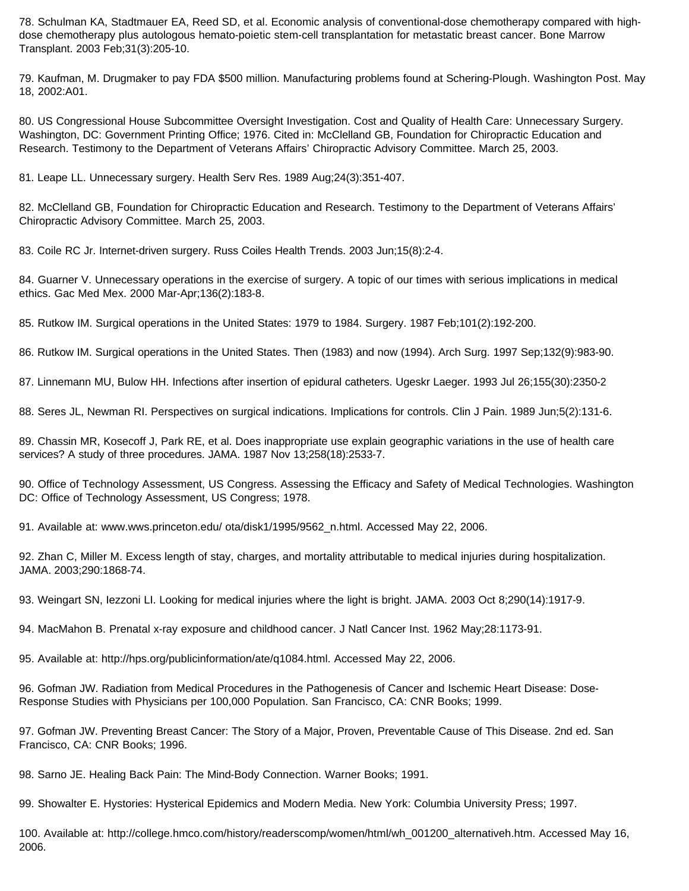78. Schulman KA, Stadtmauer EA, Reed SD, et al. Economic analysis of conventional-dose chemotherapy compared with high-dose chemotherapy plus autologous hemato-poietic stem-cell transplantation for metastatic breast cancer. Bone Marrow Transplant. 2003 Feb;31(3):205-10.

79. Kaufman, M. Drugmaker to pay FDA $500 million. Manufacturing problems found at Schering-Plough. Washington Post. May 18, 2002:A01.

80. US Congressional House Subcommittee Oversight Investigation. Cost and Quality of Health Care: Unnecessary Surgery. Washington, DC: Government Printing Office; 1976. Cited in: McClelland GB, Foundation for Chiropractic Education and Research. Testimony to the Department of Veterans Affairs' Chiropractic Advisory Committee. March 25, 2003.

81. Leape LL. Unnecessary surgery. Health Serv Res. 1989 Aug;24(3):351-407.

82. McClelland GB, Foundation for Chiropractic Education and Research. Testimony to the Department of Veterans Affairs' Chiropractic Advisory Committee. March 25, 2003.

83. Coile RC Jr. Internet-driven surgery. Russ Coiles Health Trends. 2003 Jun;15(8):2-4.

84. Guarner V. Unnecessary operations in the exercise of surgery. A topic of our times with serious implications in medical ethics. Gac Med Mex. 2000 Mar-Apr;136(2):183-8.

85. Rutkow IM. Surgical operations in the United States: 1979 to 1984. Surgery. 1987 Feb;101(2):192-200.

86. Rutkow IM. Surgical operations in the United States. Then (1983) and now (1994). Arch Surg. 1997 Sep;132(9):983-90.

87. Linnemann MU, Bulow HH. Infections after insertion of epidural catheters. Ugeskr Laeger. 1993 Jul 26;155(30):2350-2

88. Seres JL, Newman RI. Perspectives on surgical indications. Implications for controls. Clin J Pain. 1989 Jun;5(2):131-6.

89. Chassin MR, Kosecoff J, Park RE, et al. Does inappropriate use explain geographic variations in the use of health care services? A study of three procedures. JAMA. 1987 Nov 13;258(18):2533-7.

90. Office of Technology Assessment, US Congress. Assessing the Efficacy and Safety of Medical Technologies. Washington DC: Office of Technology Assessment, US Congress; 1978.

91. Available at: www.wws.princeton.edu/ ota/disk1/1995/9562_n.html. Accessed May 22, 2006.

92. Zhan C, Miller M. Excess length of stay, charges, and mortality attributable to medical injuries during hospitalization. JAMA. 2003;290:1868-74.

93. Weingart SN, Iezzoni LI. Looking for medical injuries where the light is bright. JAMA. 2003 Oct 8;290(14):1917-9.

94. MacMahon B. Prenatal x-ray exposure and childhood cancer. J Natl Cancer Inst. 1962 May;28:1173-91.

95. Available at: http://hps.org/publicinformation/ate/q1084.html. Accessed May 22, 2006.

96. Gofman JW. Radiation from Medical Procedures in the Pathogenesis of Cancer and Ischemic Heart Disease: Dose-Response Studies with Physicians per 100,000 Population. San Francisco, CA: CNR Books; 1999.

97. Gofman JW. Preventing Breast Cancer: The Story of a Major, Proven, Preventable Cause of This Disease. 2nd ed. San Francisco, CA: CNR Books; 1996.

98. Sarno JE. Healing Back Pain: The Mind-Body Connection. Warner Books; 1991.

99. Showalter E. Hystories: Hysterical Epidemics and Modern Media. New York: Columbia University Press; 1997.

100. Available at: http://college.hmco.com/history/readerscomp/women/html/wh_001200_alternativeh.htm. Accessed May 16, 2006.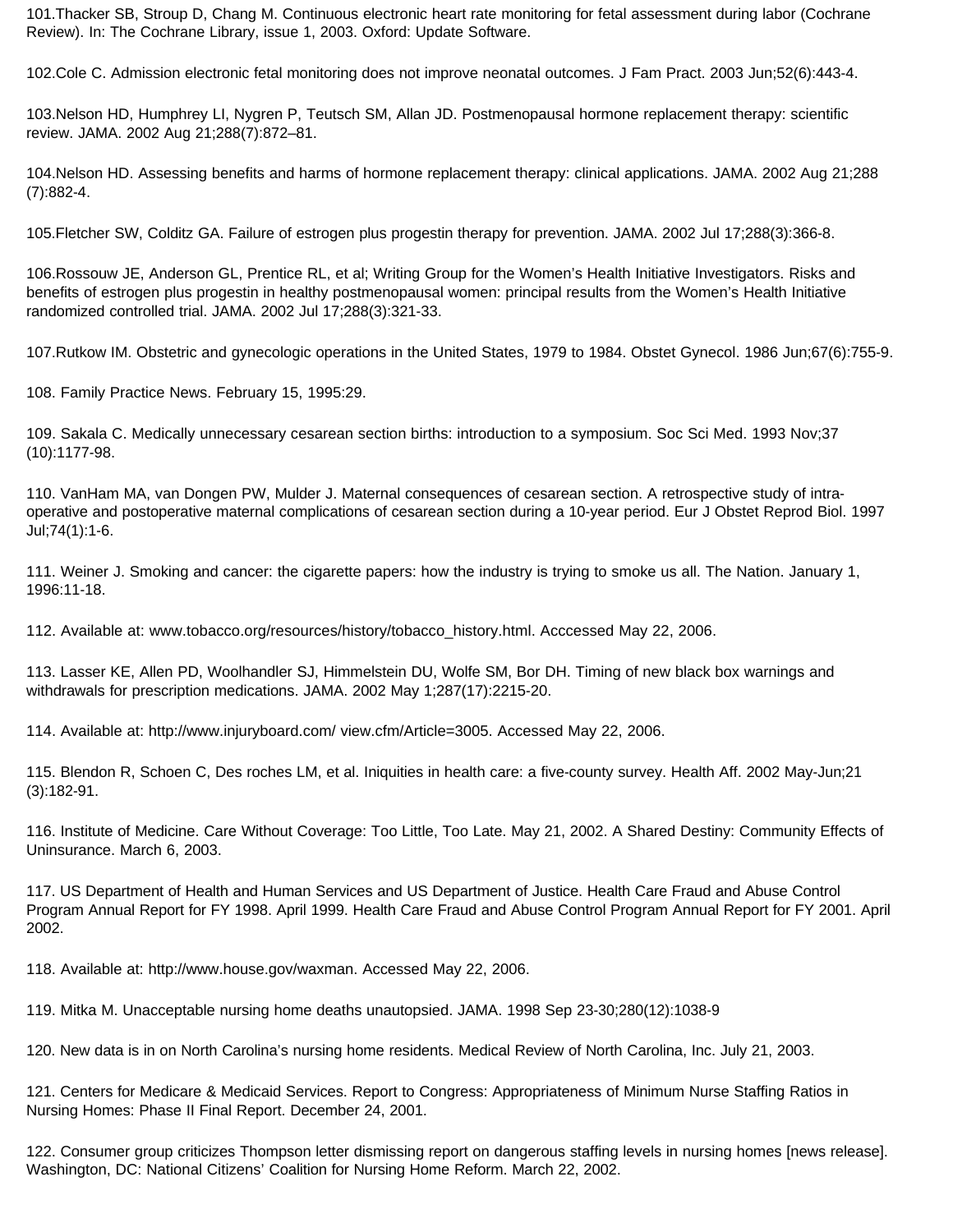101.Thacker SB, Stroup D, Chang M. Continuous electronic heart rate monitoring for fetal assessment during labor (Cochrane Review). In: The Cochrane Library, issue 1, 2003. Oxford: Update Software.

102.Cole C. Admission electronic fetal monitoring does not improve neonatal outcomes. J Fam Pract. 2003 Jun;52(6):443-4.

103.Nelson HD, Humphrey LI, Nygren P, Teutsch SM, Allan JD. Postmenopausal hormone replacement therapy: scientific review. JAMA. 2002 Aug 21;288(7):872–81.

104.Nelson HD. Assessing benefits and harms of hormone replacement therapy: clinical applications. JAMA. 2002 Aug 21;288 (7):882-4.

105.Fletcher SW, Colditz GA. Failure of estrogen plus progestin therapy for prevention. JAMA. 2002 Jul 17;288(3):366-8.

106.Rossouw JE, Anderson GL, Prentice RL, et al; Writing Group for the Women's Health Initiative Investigators. Risks and benefits of estrogen plus progestin in healthy postmenopausal women: principal results from the Women's Health Initiative randomized controlled trial. JAMA. 2002 Jul 17;288(3):321-33.

107.Rutkow IM. Obstetric and gynecologic operations in the United States, 1979 to 1984. Obstet Gynecol. 1986 Jun;67(6):755-9.

108. Family Practice News. February 15, 1995:29.

109. Sakala C. Medically unnecessary cesarean section births: introduction to a symposium. Soc Sci Med. 1993 Nov;37 (10):1177-98.

110. VanHam MA, van Dongen PW, Mulder J. Maternal consequences of cesarean section. A retrospective study of intra-operative and postoperative maternal complications of cesarean section during a 10-year period. Eur J Obstet Reprod Biol. 1997 Jul;74(1):1-6.

111. Weiner J. Smoking and cancer: the cigarette papers: how the industry is trying to smoke us all. The Nation. January 1, 1996:11-18.

112. Available at: www.tobacco.org/resources/history/tobacco_history.html. Acccessed May 22, 2006.

113. Lasser KE, Allen PD, Woolhandler SJ, Himmelstein DU, Wolfe SM, Bor DH. Timing of new black box warnings and withdrawals for prescription medications. JAMA. 2002 May 1;287(17):2215-20.

114. Available at: http://www.injuryboard.com/ view.cfm/Article=3005. Accessed May 22, 2006.

115. Blendon R, Schoen C, Des roches LM, et al. Iniquities in health care: a five-county survey. Health Aff. 2002 May-Jun;21 (3):182-91.

116. Institute of Medicine. Care Without Coverage: Too Little, Too Late. May 21, 2002. A Shared Destiny: Community Effects of Uninsurance. March 6, 2003.

117. US Department of Health and Human Services and US Department of Justice. Health Care Fraud and Abuse Control Program Annual Report for FY 1998. April 1999. Health Care Fraud and Abuse Control Program Annual Report for FY 2001. April 2002.

118. Available at: http://www.house.gov/waxman. Accessed May 22, 2006.

119. Mitka M. Unacceptable nursing home deaths unautopsied. JAMA. 1998 Sep 23-30;280(12):1038-9

120. New data is in on North Carolina's nursing home residents. Medical Review of North Carolina, Inc. July 21, 2003.

121. Centers for Medicare & Medicaid Services. Report to Congress: Appropriateness of Minimum Nurse Staffing Ratios in Nursing Homes: Phase II Final Report. December 24, 2001.

122. Consumer group criticizes Thompson letter dismissing report on dangerous staffing levels in nursing homes [news release]. Washington, DC: National Citizens' Coalition for Nursing Home Reform. March 22, 2002.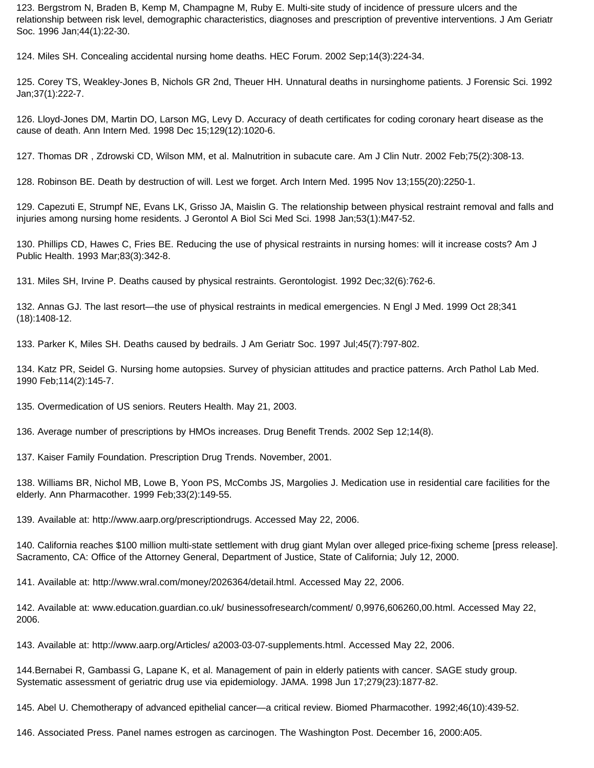123. Bergstrom N, Braden B, Kemp M, Champagne M, Ruby E. Multi-site study of incidence of pressure ulcers and the relationship between risk level, demographic characteristics, diagnoses and prescription of preventive interventions. J Am Geriatr Soc. 1996 Jan;44(1):22-30.

124. Miles SH. Concealing accidental nursing home deaths. HEC Forum. 2002 Sep;14(3):224-34.

125. Corey TS, Weakley-Jones B, Nichols GR 2nd, Theuer HH. Unnatural deaths in nursinghome patients. J Forensic Sci. 1992 Jan;37(1):222-7.

126. Lloyd-Jones DM, Martin DO, Larson MG, Levy D. Accuracy of death certificates for coding coronary heart disease as the cause of death. Ann Intern Med. 1998 Dec 15;129(12):1020-6.

127. Thomas DR , Zdrowski CD, Wilson MM, et al. Malnutrition in subacute care. Am J Clin Nutr. 2002 Feb;75(2):308-13.

128. Robinson BE. Death by destruction of will. Lest we forget. Arch Intern Med. 1995 Nov 13;155(20):2250-1.

129. Capezuti E, Strumpf NE, Evans LK, Grisso JA, Maislin G. The relationship between physical restraint removal and falls and injuries among nursing home residents. J Gerontol A Biol Sci Med Sci. 1998 Jan;53(1):M47-52.

130. Phillips CD, Hawes C, Fries BE. Reducing the use of physical restraints in nursing homes: will it increase costs? Am J Public Health. 1993 Mar;83(3):342-8.

131. Miles SH, Irvine P. Deaths caused by physical restraints. Gerontologist. 1992 Dec;32(6):762-6.

132. Annas GJ. The last resort—the use of physical restraints in medical emergencies. N Engl J Med. 1999 Oct 28;341 (18):1408-12.

133. Parker K, Miles SH. Deaths caused by bedrails. J Am Geriatr Soc. 1997 Jul;45(7):797-802.

134. Katz PR, Seidel G. Nursing home autopsies. Survey of physician attitudes and practice patterns. Arch Pathol Lab Med. 1990 Feb;114(2):145-7.

135. Overmedication of US seniors. Reuters Health. May 21, 2003.

136. Average number of prescriptions by HMOs increases. Drug Benefit Trends. 2002 Sep 12;14(8).

137. Kaiser Family Foundation. Prescription Drug Trends. November, 2001.

138. Williams BR, Nichol MB, Lowe B, Yoon PS, McCombs JS, Margolies J. Medication use in residential care facilities for the elderly. Ann Pharmacother. 1999 Feb;33(2):149-55.

139. Available at: http://www.aarp.org/prescriptiondrugs. Accessed May 22, 2006.

140. California reaches $100 million multi-state settlement with drug giant Mylan over alleged price-fixing scheme [press release]. Sacramento, CA: Office of the Attorney General, Department of Justice, State of California; July 12, 2000.

141. Available at: http://www.wral.com/money/2026364/detail.html. Accessed May 22, 2006.

142. Available at: www.education.guardian.co.uk/ businessofresearch/comment/ 0,9976,606260,00.html. Accessed May 22, 2006.

143. Available at: http://www.aarp.org/Articles/ a2003-03-07-supplements.html. Accessed May 22, 2006.

144.Bernabei R, Gambassi G, Lapane K, et al. Management of pain in elderly patients with cancer. SAGE study group. Systematic assessment of geriatric drug use via epidemiology. JAMA. 1998 Jun 17;279(23):1877-82.

145. Abel U. Chemotherapy of advanced epithelial cancer—a critical review. Biomed Pharmacother. 1992;46(10):439-52.

146. Associated Press. Panel names estrogen as carcinogen. The Washington Post. December 16, 2000:A05.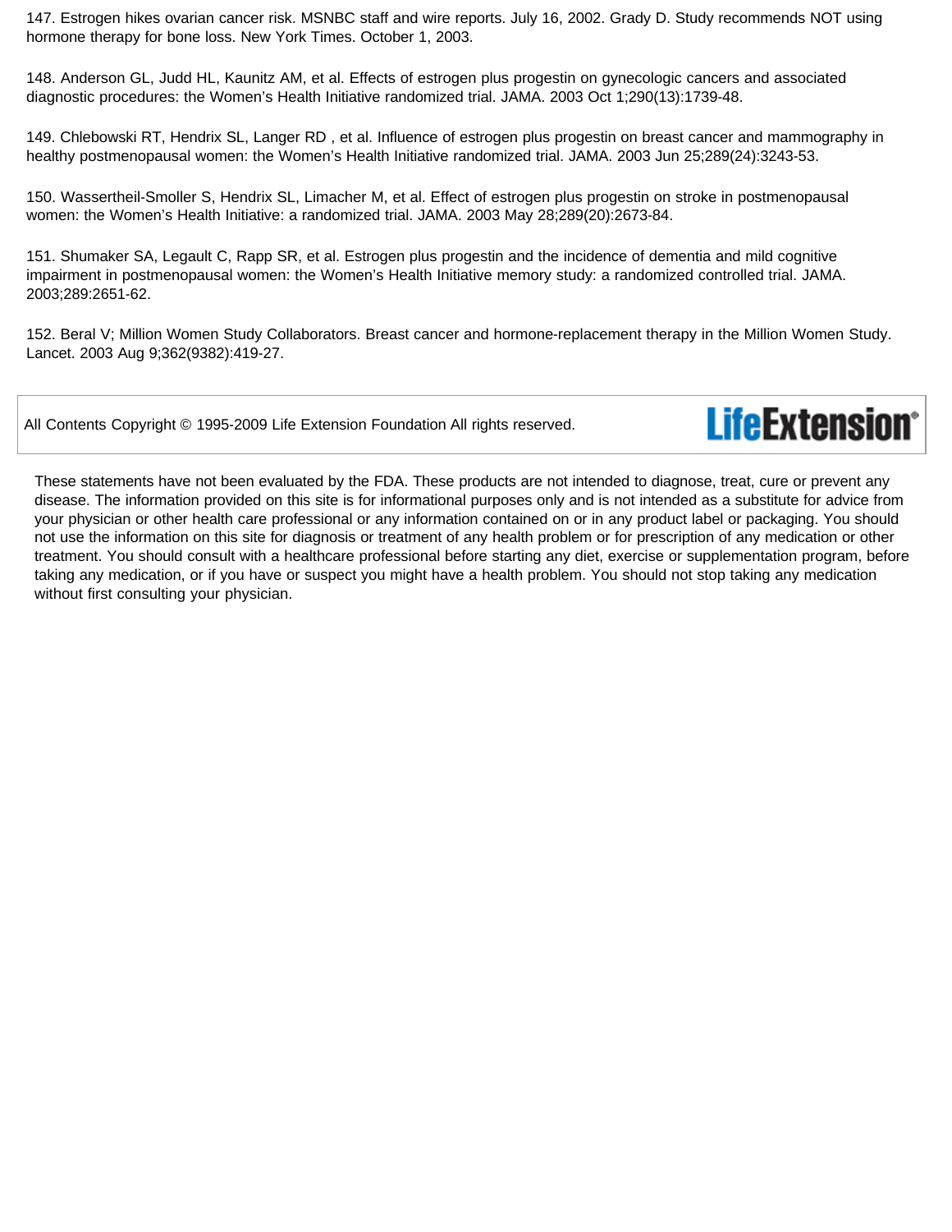147. Estrogen hikes ovarian cancer risk. MSNBC staff and wire reports. July 16, 2002. Grady D. Study recommends NOT using hormone therapy for bone loss. New York Times. October 1, 2003.

148. Anderson GL, Judd HL, Kaunitz AM, et al. Effects of estrogen plus progestin on gynecologic cancers and associated diagnostic procedures: the Women's Health Initiative randomized trial. JAMA. 2003 Oct 1;290(13):1739-48.

149. Chlebowski RT, Hendrix SL, Langer RD , et al. Influence of estrogen plus progestin on breast cancer and mammography in healthy postmenopausal women: the Women's Health Initiative randomized trial. JAMA. 2003 Jun 25;289(24):3243-53.

150. Wassertheil-Smoller S, Hendrix SL, Limacher M, et al. Effect of estrogen plus progestin on stroke in postmenopausal women: the Women's Health Initiative: a randomized trial. JAMA. 2003 May 28;289(20):2673-84.

151. Shumaker SA, Legault C, Rapp SR, et al. Estrogen plus progestin and the incidence of dementia and mild cognitive impairment in postmenopausal women: the Women's Health Initiative memory study: a randomized controlled trial. JAMA. 2003;289:2651-62.

152. Beral V; Million Women Study Collaborators. Breast cancer and hormone-replacement therapy in the Million Women Study. Lancet. 2003 Aug 9;362(9382):419-27.

All Contents Copyright © 1995-2009 Life Extension Foundation All rights reserved.

LifeExtension®

These statements have not been evaluated by the FDA. These products are not intended to diagnose, treat, cure or prevent any disease. The information provided on this site is for informational purposes only and is not intended as a substitute for advice from your physician or other health care professional or any information contained on or in any product label or packaging. You should not use the information on this site for diagnosis or treatment of any health problem or for prescription of any medication or other treatment. You should consult with a healthcare professional before starting any diet, exercise or supplementation program, before taking any medication, or if you have or suspect you might have a health problem. You should not stop taking any medication without first consulting your physician.